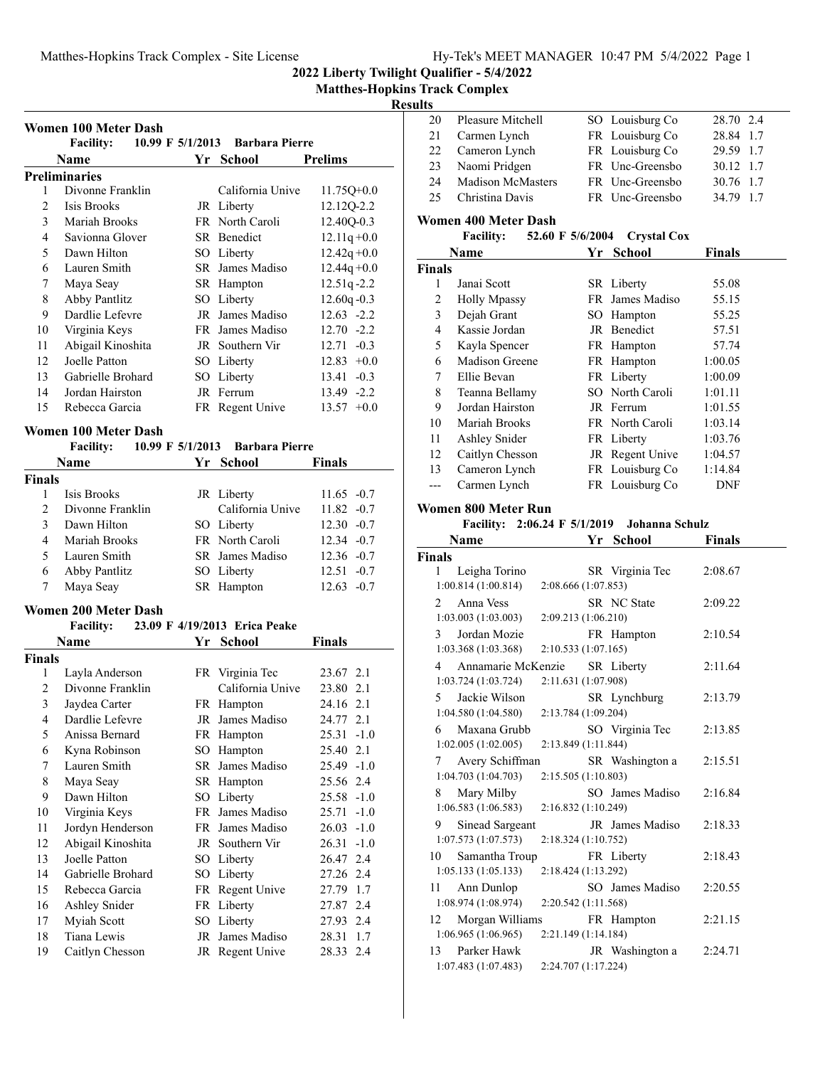# 2022 Liberty Twilight Qualifier - 5/4/2022

## Matthes-Hopkins Track Complex

## Results

### Women 100 Meter Dash

Facility: 10.99 F 5/1/2013 Barbara Pierre

| | Name | Yr | School | Prelims | |
|---|---|---|---|---|---|
| **Preliminaries** | | | | | |
| 1 | Divonne Franklin | | California Unive | 11.75Q | +0.0 |
| 2 | Isis Brooks | JR | Liberty | 12.12Q | -2.2 |
| 3 | Mariah Brooks | FR | North Caroli | 12.40Q | -0.3 |
| 4 | Savionna Glover | SR | Benedict | 12.11q | +0.0 |
| 5 | Dawn Hilton | SO | Liberty | 12.42q | +0.0 |
| 6 | Lauren Smith | SR | James Madiso | 12.44q | +0.0 |
| 7 | Maya Seay | SR | Hampton | 12.51q | -2.2 |
| 8 | Abby Pantlitz | SO | Liberty | 12.60q | -0.3 |
| 9 | Dardlie Lefevre | JR | James Madiso | 12.63 | -2.2 |
| 10 | Virginia Keys | FR | James Madiso | 12.70 | -2.2 |
| 11 | Abigail Kinoshita | JR | Southern Vir | 12.71 | -0.3 |
| 12 | Joelle Patton | SO | Liberty | 12.83 | +0.0 |
| 13 | Gabrielle Brohard | SO | Liberty | 13.41 | -0.3 |
| 14 | Jordan Hairston | JR | Ferrum | 13.49 | -2.2 |
| 15 | Rebecca Garcia | FR | Regent Unive | 13.57 | +0.0 |

### Women 100 Meter Dash

Facility: 10.99 F 5/1/2013 Barbara Pierre

| | Name | Yr | School | Finals | |
|---|---|---|---|---|---|
| **Finals** | | | | | |
| 1 | Isis Brooks | JR | Liberty | 11.65 | -0.7 |
| 2 | Divonne Franklin | | California Unive | 11.82 | -0.7 |
| 3 | Dawn Hilton | SO | Liberty | 12.30 | -0.7 |
| 4 | Mariah Brooks | FR | North Caroli | 12.34 | -0.7 |
| 5 | Lauren Smith | SR | James Madiso | 12.36 | -0.7 |
| 6 | Abby Pantlitz | SO | Liberty | 12.51 | -0.7 |
| 7 | Maya Seay | SR | Hampton | 12.63 | -0.7 |

### Women 200 Meter Dash

Facility: 23.09 F 4/19/2013 Erica Peake

| | Name | Yr | School | Finals | |
|---|---|---|---|---|---|
| **Finals** | | | | | |
| 1 | Layla Anderson | FR | Virginia Tec | 23.67 | 2.1 |
| 2 | Divonne Franklin | | California Unive | 23.80 | 2.1 |
| 3 | Jaydea Carter | FR | Hampton | 24.16 | 2.1 |
| 4 | Dardlie Lefevre | JR | James Madiso | 24.77 | 2.1 |
| 5 | Anissa Bernard | FR | Hampton | 25.31 | -1.0 |
| 6 | Kyna Robinson | SO | Hampton | 25.40 | 2.1 |
| 7 | Lauren Smith | SR | James Madiso | 25.49 | -1.0 |
| 8 | Maya Seay | SR | Hampton | 25.56 | 2.4 |
| 9 | Dawn Hilton | SO | Liberty | 25.58 | -1.0 |
| 10 | Virginia Keys | FR | James Madiso | 25.71 | -1.0 |
| 11 | Jordyn Henderson | FR | James Madiso | 26.03 | -1.0 |
| 12 | Abigail Kinoshita | JR | Southern Vir | 26.31 | -1.0 |
| 13 | Joelle Patton | SO | Liberty | 26.47 | 2.4 |
| 14 | Gabrielle Brohard | SO | Liberty | 27.26 | 2.4 |
| 15 | Rebecca Garcia | FR | Regent Unive | 27.79 | 1.7 |
| 16 | Ashley Snider | FR | Liberty | 27.87 | 2.4 |
| 17 | Myiah Scott | SO | Liberty | 27.93 | 2.4 |
| 18 | Tiana Lewis | JR | James Madiso | 28.31 | 1.7 |
| 19 | Caitlyn Chesson | JR | Regent Unive | 28.33 | 2.4 |
| 20 | Pleasure Mitchell | SO | Louisburg Co | 28.70 | 2.4 |
| 21 | Carmen Lynch | FR | Louisburg Co | 28.84 | 1.7 |
| 22 | Cameron Lynch | FR | Louisburg Co | 29.59 | 1.7 |
| 23 | Naomi Pridgen | FR | Unc-Greensbo | 30.12 | 1.7 |
| 24 | Madison McMasters | FR | Unc-Greensbo | 30.76 | 1.7 |
| 25 | Christina Davis | FR | Unc-Greensbo | 34.79 | 1.7 |

### Women 400 Meter Dash

Facility: 52.60 F 5/6/2004 Crystal Cox

| | Name | Yr | School | Finals |
|---|---|---|---|---|
| **Finals** | | | | |
| 1 | Janai Scott | SR | Liberty | 55.08 |
| 2 | Holly Mpassy | FR | James Madiso | 55.15 |
| 3 | Dejah Grant | SO | Hampton | 55.25 |
| 4 | Kassie Jordan | JR | Benedict | 57.51 |
| 5 | Kayla Spencer | FR | Hampton | 57.74 |
| 6 | Madison Greene | FR | Hampton | 1:00.05 |
| 7 | Ellie Bevan | FR | Liberty | 1:00.09 |
| 8 | Teanna Bellamy | SO | North Caroli | 1:01.11 |
| 9 | Jordan Hairston | JR | Ferrum | 1:01.55 |
| 10 | Mariah Brooks | FR | North Caroli | 1:03.14 |
| 11 | Ashley Snider | FR | Liberty | 1:03.76 |
| 12 | Caitlyn Chesson | JR | Regent Unive | 1:04.57 |
| 13 | Cameron Lynch | FR | Louisburg Co | 1:14.84 |
| --- | Carmen Lynch | FR | Louisburg Co | DNF |

### Women 800 Meter Run

Facility: 2:06.24 F 5/1/2019 Johanna Schulz

| | Name | Yr | School | Finals |
|---|---|---|---|---|
| **Finals** | | | | |
| 1 | Leigha Torino | SR | Virginia Tec | 2:08.67 |
| | 1:00.814 (1:00.814) | 2:08.666 (1:07.853) | | |
| 2 | Anna Vess | SR | NC State | 2:09.22 |
| | 1:03.003 (1:03.003) | 2:09.213 (1:06.210) | | |
| 3 | Jordan Mozie | FR | Hampton | 2:10.54 |
| | 1:03.368 (1:03.368) | 2:10.533 (1:07.165) | | |
| 4 | Annamarie McKenzie | SR | Liberty | 2:11.64 |
| | 1:03.724 (1:03.724) | 2:11.631 (1:07.908) | | |
| 5 | Jackie Wilson | SR | Lynchburg | 2:13.79 |
| | 1:04.580 (1:04.580) | 2:13.784 (1:09.204) | | |
| 6 | Maxana Grubb | SO | Virginia Tec | 2:13.85 |
| | 1:02.005 (1:02.005) | 2:13.849 (1:11.844) | | |
| 7 | Avery Schiffman | SR | Washington a | 2:15.51 |
| | 1:04.703 (1:04.703) | 2:15.505 (1:10.803) | | |
| 8 | Mary Milby | SO | James Madiso | 2:16.84 |
| | 1:06.583 (1:06.583) | 2:16.832 (1:10.249) | | |
| 9 | Sinead Sargeant | JR | James Madiso | 2:18.33 |
| | 1:07.573 (1:07.573) | 2:18.324 (1:10.752) | | |
| 10 | Samantha Troup | FR | Liberty | 2:18.43 |
| | 1:05.133 (1:05.133) | 2:18.424 (1:13.292) | | |
| 11 | Ann Dunlop | SO | James Madiso | 2:20.55 |
| | 1:08.974 (1:08.974) | 2:20.542 (1:11.568) | | |
| 12 | Morgan Williams | FR | Hampton | 2:21.15 |
| | 1:06.965 (1:06.965) | 2:21.149 (1:14.184) | | |
| 13 | Parker Hawk | JR | Washington a | 2:24.71 |
| | 1:07.483 (1:07.483) | 2:24.707 (1:17.224) | | |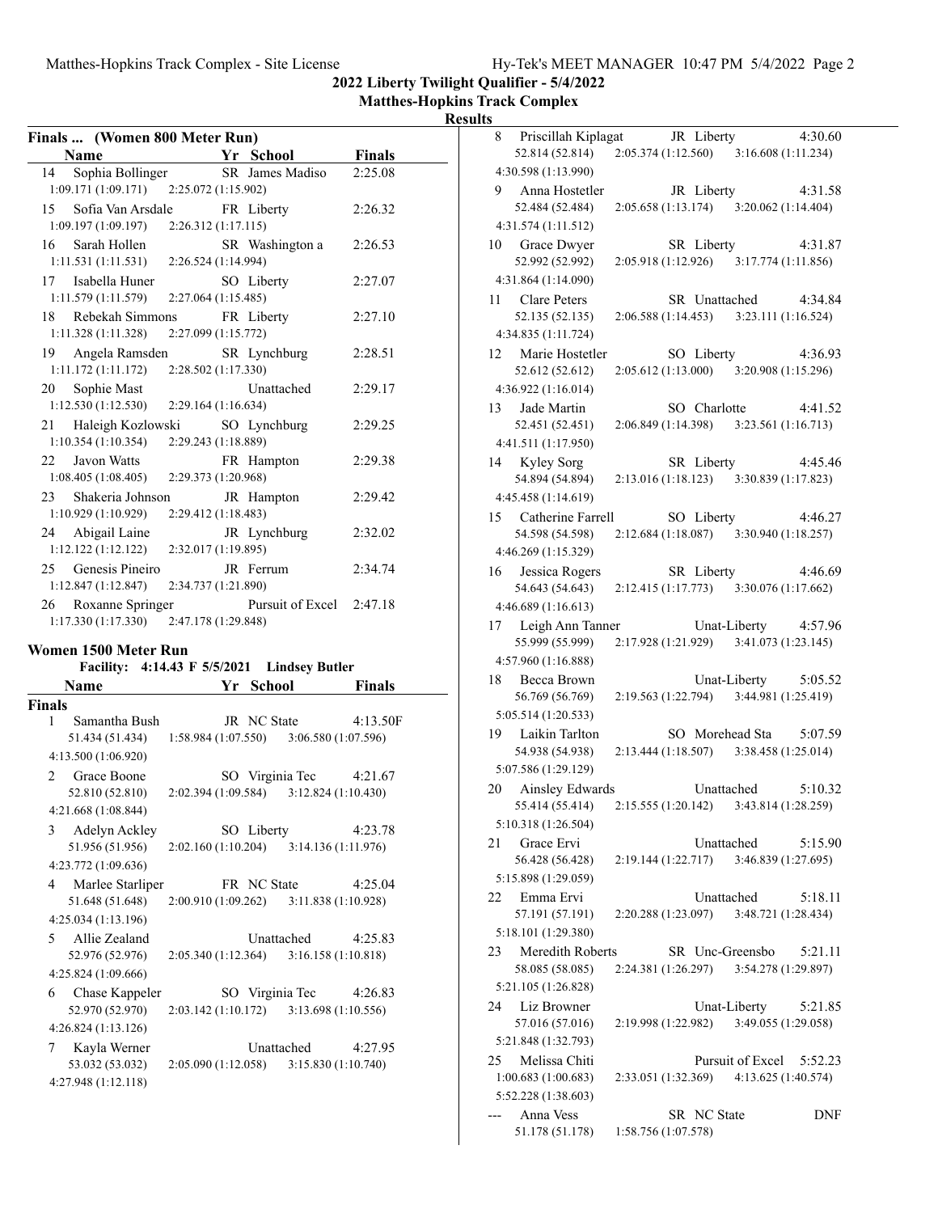2022 Liberty Twilight Qualifier - 5/4/2022

Matthes-Hopkins Track Complex

Results

## Finals ... (Women 800 Meter Run)

| Place | Name | Yr | School | Finals |
|---|---|---|---|---|
| 14 | Sophia Bollinger | SR | James Madiso | 2:25.08 |
| | 1:09.171 (1:09.171) 2:25.072 (1:15.902) | | | |
| 15 | Sofia Van Arsdale | FR | Liberty | 2:26.32 |
| | 1:09.197 (1:09.197) 2:26.312 (1:17.115) | | | |
| 16 | Sarah Hollen | SR | Washington a | 2:26.53 |
| | 1:11.531 (1:11.531) 2:26.524 (1:14.994) | | | |
| 17 | Isabella Huner | SO | Liberty | 2:27.07 |
| | 1:11.579 (1:11.579) 2:27.064 (1:15.485) | | | |
| 18 | Rebekah Simmons | FR | Liberty | 2:27.10 |
| | 1:11.328 (1:11.328) 2:27.099 (1:15.772) | | | |
| 19 | Angela Ramsden | SR | Lynchburg | 2:28.51 |
| | 1:11.172 (1:11.172) 2:28.502 (1:17.330) | | | |
| 20 | Sophie Mast | | Unattached | 2:29.17 |
| | 1:12.530 (1:12.530) 2:29.164 (1:16.634) | | | |
| 21 | Haleigh Kozlowski | SO | Lynchburg | 2:29.25 |
| | 1:10.354 (1:10.354) 2:29.243 (1:18.889) | | | |
| 22 | Javon Watts | FR | Hampton | 2:29.38 |
| | 1:08.405 (1:08.405) 2:29.373 (1:20.968) | | | |
| 23 | Shakeria Johnson | JR | Hampton | 2:29.42 |
| | 1:10.929 (1:10.929) 2:29.412 (1:18.483) | | | |
| 24 | Abigail Laine | JR | Lynchburg | 2:32.02 |
| | 1:12.122 (1:12.122) 2:32.017 (1:19.895) | | | |
| 25 | Genesis Pineiro | JR | Ferrum | 2:34.74 |
| | 1:12.847 (1:12.847) 2:34.737 (1:21.890) | | | |
| 26 | Roxanne Springer | | Pursuit of Excel | 2:47.18 |
| | 1:17.330 (1:17.330) 2:47.178 (1:29.848) | | | |

## Women 1500 Meter Run

Facility: 4:14.43 F 5/5/2021 Lindsey Butler

**Finals**

| Place | Name | Yr | School | Finals |
|---|---|---|---|---|
| 1 | Samantha Bush | JR | NC State | 4:13.50F |
| | 51.434 (51.434) 1:58.984 (1:07.550) 3:06.580 (1:07.596) 4:13.500 (1:06.920) | | | |
| 2 | Grace Boone | SO | Virginia Tec | 4:21.67 |
| | 52.810 (52.810) 2:02.394 (1:09.584) 3:12.824 (1:10.430) 4:21.668 (1:08.844) | | | |
| 3 | Adelyn Ackley | SO | Liberty | 4:23.78 |
| | 51.956 (51.956) 2:02.160 (1:10.204) 3:14.136 (1:11.976) 4:23.772 (1:09.636) | | | |
| 4 | Marlee Starliper | FR | NC State | 4:25.04 |
| | 51.648 (51.648) 2:00.910 (1:09.262) 3:11.838 (1:10.928) 4:25.034 (1:13.196) | | | |
| 5 | Allie Zealand | | Unattached | 4:25.83 |
| | 52.976 (52.976) 2:05.340 (1:12.364) 3:16.158 (1:10.818) 4:25.824 (1:09.666) | | | |
| 6 | Chase Kappeler | SO | Virginia Tec | 4:26.83 |
| | 52.970 (52.970) 2:03.142 (1:10.172) 3:13.698 (1:10.556) 4:26.824 (1:13.126) | | | |
| 7 | Kayla Werner | | Unattached | 4:27.95 |
| | 53.032 (53.032) 2:05.090 (1:12.058) 3:15.830 (1:10.740) 4:27.948 (1:12.118) | | | |
| 8 | Priscillah Kiplagat | JR | Liberty | 4:30.60 |
| | 52.814 (52.814) 2:05.374 (1:12.560) 3:16.608 (1:11.234) 4:30.598 (1:13.990) | | | |
| 9 | Anna Hostetler | JR | Liberty | 4:31.58 |
| | 52.484 (52.484) 2:05.658 (1:13.174) 3:20.062 (1:14.404) 4:31.574 (1:11.512) | | | |
| 10 | Grace Dwyer | SR | Liberty | 4:31.87 |
| | 52.992 (52.992) 2:05.918 (1:12.926) 3:17.774 (1:11.856) 4:31.864 (1:14.090) | | | |
| 11 | Clare Peters | SR | Unattached | 4:34.84 |
| | 52.135 (52.135) 2:06.588 (1:14.453) 3:23.111 (1:16.524) 4:34.835 (1:11.724) | | | |
| 12 | Marie Hostetler | SO | Liberty | 4:36.93 |
| | 52.612 (52.612) 2:05.612 (1:13.000) 3:20.908 (1:15.296) 4:36.922 (1:16.014) | | | |
| 13 | Jade Martin | SO | Charlotte | 4:41.52 |
| | 52.451 (52.451) 2:06.849 (1:14.398) 3:23.561 (1:16.713) 4:41.511 (1:17.950) | | | |
| 14 | Kyley Sorg | SR | Liberty | 4:45.46 |
| | 54.894 (54.894) 2:13.016 (1:18.123) 3:30.839 (1:17.823) 4:45.458 (1:14.619) | | | |
| 15 | Catherine Farrell | SO | Liberty | 4:46.27 |
| | 54.598 (54.598) 2:12.684 (1:18.087) 3:30.940 (1:18.257) 4:46.269 (1:15.329) | | | |
| 16 | Jessica Rogers | SR | Liberty | 4:46.69 |
| | 54.643 (54.643) 2:12.415 (1:17.773) 3:30.076 (1:17.662) 4:46.689 (1:16.613) | | | |
| 17 | Leigh Ann Tanner | | Unat-Liberty | 4:57.96 |
| | 55.999 (55.999) 2:17.928 (1:21.929) 3:41.073 (1:23.145) 4:57.960 (1:16.888) | | | |
| 18 | Becca Brown | | Unat-Liberty | 5:05.52 |
| | 56.769 (56.769) 2:19.563 (1:22.794) 3:44.981 (1:25.419) 5:05.514 (1:20.533) | | | |
| 19 | Laikin Tarlton | SO | Morehead Sta | 5:07.59 |
| | 54.938 (54.938) 2:13.444 (1:18.507) 3:38.458 (1:25.014) 5:07.586 (1:29.129) | | | |
| 20 | Ainsley Edwards | | Unattached | 5:10.32 |
| | 55.414 (55.414) 2:15.555 (1:20.142) 3:43.814 (1:28.259) 5:10.318 (1:26.504) | | | |
| 21 | Grace Ervi | | Unattached | 5:15.90 |
| | 56.428 (56.428) 2:19.144 (1:22.717) 3:46.839 (1:27.695) 5:15.898 (1:29.059) | | | |
| 22 | Emma Ervi | | Unattached | 5:18.11 |
| | 57.191 (57.191) 2:20.288 (1:23.097) 3:48.721 (1:28.434) 5:18.101 (1:29.380) | | | |
| 23 | Meredith Roberts | SR | Unc-Greensbo | 5:21.11 |
| | 58.085 (58.085) 2:24.381 (1:26.297) 3:54.278 (1:29.897) 5:21.105 (1:26.828) | | | |
| 24 | Liz Browner | | Unat-Liberty | 5:21.85 |
| | 57.016 (57.016) 2:19.998 (1:22.982) 3:49.055 (1:29.058) 5:21.848 (1:32.793) | | | |
| 25 | Melissa Chiti | | Pursuit of Excel | 5:52.23 |
| | 1:00.683 (1:00.683) 2:33.051 (1:32.369) 4:13.625 (1:40.574) 5:52.228 (1:38.603) | | | |
| --- | Anna Vess | SR | NC State | DNF |
| | 51.178 (51.178) 1:58.756 (1:07.578) | | | |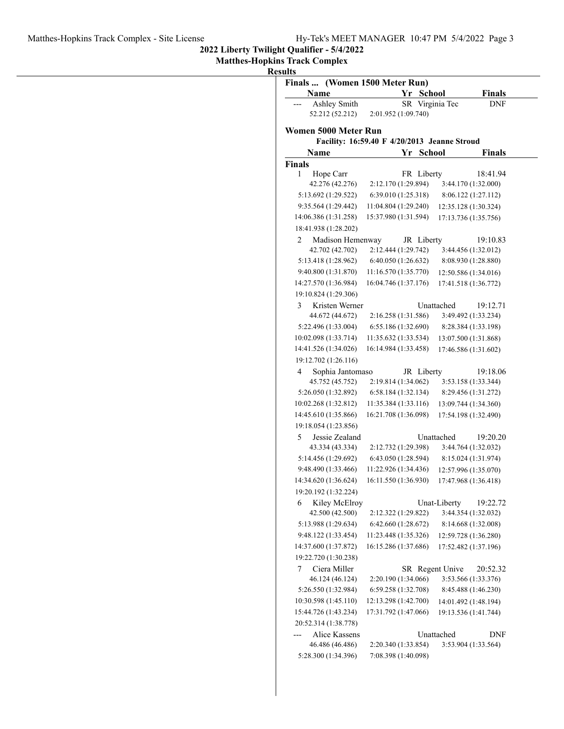## 2022 Liberty Twilight Qualifier - 5/4/2022

**Matthes-Hopkins Track Complex**

**Results**

### Finals ... (Women 1500 Meter Run)

| | Name | Yr | School | Finals |
|---|---|---|---|---|
| --- | Ashley Smith | SR | Virginia Tec | DNF |

52.212 (52.212) 2:01.952 (1:09.740)

### Women 5000 Meter Run

Facility: 16:59.40 F 4/20/2013 Jeanne Stroud

**Finals**

| | Name | Yr | School | Finals |
|---|---|---|---|---|
| 1 | Hope Carr | FR | Liberty | 18:41.94 |
| 2 | Madison Hemenway | JR | Liberty | 19:10.83 |
| 3 | Kristen Werner | | Unattached | 19:12.71 |
| 4 | Sophia Jantomaso | JR | Liberty | 19:18.06 |
| 5 | Jessie Zealand | | Unattached | 19:20.20 |
| 6 | Kiley McElroy | | Unat-Liberty | 19:22.72 |
| 7 | Ciera Miller | SR | Regent Unive | 20:52.32 |
| --- | Alice Kassens | | Unattached | DNF |

Splits:

1 Hope Carr: 42.276 (42.276), 2:12.170 (1:29.894), 3:44.170 (1:32.000), 5:13.692 (1:29.522), 6:39.010 (1:25.318), 8:06.122 (1:27.112), 9:35.564 (1:29.442), 11:04.804 (1:29.240), 12:35.128 (1:30.324), 14:06.386 (1:31.258), 15:37.980 (1:31.594), 17:13.736 (1:35.756), 18:41.938 (1:28.202)

2 Madison Hemenway: 42.702 (42.702), 2:12.444 (1:29.742), 3:44.456 (1:32.012), 5:13.418 (1:28.962), 6:40.050 (1:26.632), 8:08.930 (1:28.880), 9:40.800 (1:31.870), 11:16.570 (1:35.770), 12:50.586 (1:34.016), 14:27.570 (1:36.984), 16:04.746 (1:37.176), 17:41.518 (1:36.772), 19:10.824 (1:29.306)

3 Kristen Werner: 44.672 (44.672), 2:16.258 (1:31.586), 3:49.492 (1:33.234), 5:22.496 (1:33.004), 6:55.186 (1:32.690), 8:28.384 (1:33.198), 10:02.098 (1:33.714), 11:35.632 (1:33.534), 13:07.500 (1:31.868), 14:41.526 (1:34.026), 16:14.984 (1:33.458), 17:46.586 (1:31.602), 19:12.702 (1:26.116)

4 Sophia Jantomaso: 45.752 (45.752), 2:19.814 (1:34.062), 3:53.158 (1:33.344), 5:26.050 (1:32.892), 6:58.184 (1:32.134), 8:29.456 (1:31.272), 10:02.268 (1:32.812), 11:35.384 (1:33.116), 13:09.744 (1:34.360), 14:45.610 (1:35.866), 16:21.708 (1:36.098), 17:54.198 (1:32.490), 19:18.054 (1:23.856)

5 Jessie Zealand: 43.334 (43.334), 2:12.732 (1:29.398), 3:44.764 (1:32.032), 5:14.456 (1:29.692), 6:43.050 (1:28.594), 8:15.024 (1:31.974), 9:48.490 (1:33.466), 11:22.926 (1:34.436), 12:57.996 (1:35.070), 14:34.620 (1:36.624), 16:11.550 (1:36.930), 17:47.968 (1:36.418), 19:20.192 (1:32.224)

6 Kiley McElroy: 42.500 (42.500), 2:12.322 (1:29.822), 3:44.354 (1:32.032), 5:13.988 (1:29.634), 6:42.660 (1:28.672), 8:14.668 (1:32.008), 9:48.122 (1:33.454), 11:23.448 (1:35.326), 12:59.728 (1:36.280), 14:37.600 (1:37.872), 16:15.286 (1:37.686), 17:52.482 (1:37.196), 19:22.720 (1:30.238)

7 Ciera Miller: 46.124 (46.124), 2:20.190 (1:34.066), 3:53.566 (1:33.376), 5:26.550 (1:32.984), 6:59.258 (1:32.708), 8:45.488 (1:46.230), 10:30.598 (1:45.110), 12:13.298 (1:42.700), 14:01.492 (1:48.194), 15:44.726 (1:43.234), 17:31.792 (1:47.066), 19:13.536 (1:41.744), 20:52.314 (1:38.778)

--- Alice Kassens: 46.486 (46.486), 2:20.340 (1:33.854), 3:53.904 (1:33.564), 5:28.300 (1:34.396), 7:08.398 (1:40.098)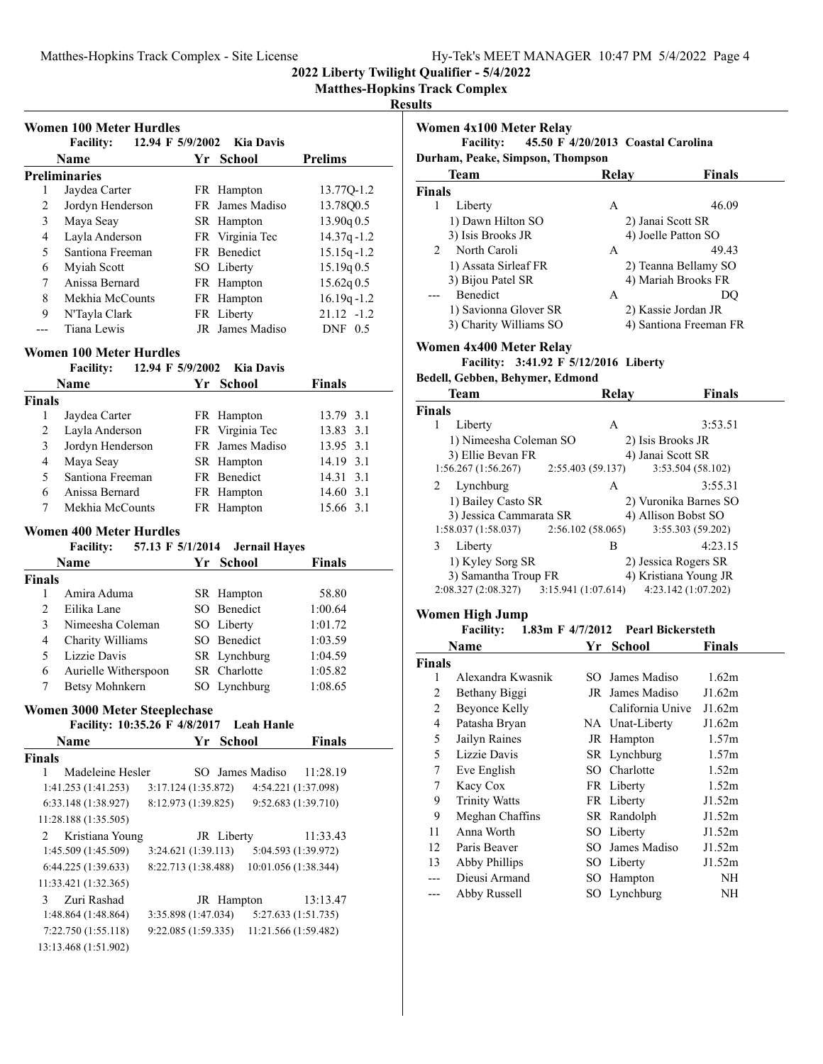# 2022 Liberty Twilight Qualifier - 5/4/2022

## Matthes-Hopkins Track Complex

### Results

### Women 100 Meter Hurdles

Facility: 12.94 F 5/9/2002 Kia Davis

| | Name | Yr | School | Prelims | Wind |
|---|---|---|---|---|---|
| **Preliminaries** | | | | | |
| 1 | Jaydea Carter | FR | Hampton | 13.77Q | -1.2 |
| 2 | Jordyn Henderson | FR | James Madiso | 13.78Q | 0.5 |
| 3 | Maya Seay | SR | Hampton | 13.90q | 0.5 |
| 4 | Layla Anderson | FR | Virginia Tec | 14.37q | -1.2 |
| 5 | Santiona Freeman | FR | Benedict | 15.15q | -1.2 |
| 6 | Myiah Scott | SO | Liberty | 15.19q | 0.5 |
| 7 | Anissa Bernard | FR | Hampton | 15.62q | 0.5 |
| 8 | Mekhia McCounts | FR | Hampton | 16.19q | -1.2 |
| 9 | N'Tayla Clark | FR | Liberty | 21.12 | -1.2 |
| --- | Tiana Lewis | JR | James Madiso | DNF | 0.5 |

### Women 100 Meter Hurdles

Facility: 12.94 F 5/9/2002 Kia Davis

| | Name | Yr | School | Finals | Wind |
|---|---|---|---|---|---|
| **Finals** | | | | | |
| 1 | Jaydea Carter | FR | Hampton | 13.79 | 3.1 |
| 2 | Layla Anderson | FR | Virginia Tec | 13.83 | 3.1 |
| 3 | Jordyn Henderson | FR | James Madiso | 13.95 | 3.1 |
| 4 | Maya Seay | SR | Hampton | 14.19 | 3.1 |
| 5 | Santiona Freeman | FR | Benedict | 14.31 | 3.1 |
| 6 | Anissa Bernard | FR | Hampton | 14.60 | 3.1 |
| 7 | Mekhia McCounts | FR | Hampton | 15.66 | 3.1 |

### Women 400 Meter Hurdles

Facility: 57.13 F 5/1/2014 Jernail Hayes

| | Name | Yr | School | Finals |
|---|---|---|---|---|
| **Finals** | | | | |
| 1 | Amira Aduma | SR | Hampton | 58.80 |
| 2 | Eilika Lane | SO | Benedict | 1:00.64 |
| 3 | Nimeesha Coleman | SO | Liberty | 1:01.72 |
| 4 | Charity Williams | SO | Benedict | 1:03.59 |
| 5 | Lizzie Davis | SR | Lynchburg | 1:04.59 |
| 6 | Aurielle Witherspoon | SR | Charlotte | 1:05.82 |
| 7 | Betsy Mohnkern | SO | Lynchburg | 1:08.65 |

### Women 3000 Meter Steeplechase

Facility: 10:35.26 F 4/8/2017 Leah Hanle

| | Name | Yr | School | Finals |
|---|---|---|---|---|
| **Finals** | | | | |
| 1 | Madeleine Hesler | SO | James Madiso | 11:28.19 |
| | 1:41.253 (1:41.253) | 3:17.124 (1:35.872) | 4:54.221 (1:37.098) | |
| | 6:33.148 (1:38.927) | 8:12.973 (1:39.825) | 9:52.683 (1:39.710) | |
| | 11:28.188 (1:35.505) | | | |
| 2 | Kristiana Young | JR | Liberty | 11:33.43 |
| | 1:45.509 (1:45.509) | 3:24.621 (1:39.113) | 5:04.593 (1:39.972) | |
| | 6:44.225 (1:39.633) | 8:22.713 (1:38.488) | 10:01.056 (1:38.344) | |
| | 11:33.421 (1:32.365) | | | |
| 3 | Zuri Rashad | JR | Hampton | 13:13.47 |
| | 1:48.864 (1:48.864) | 3:35.898 (1:47.034) | 5:27.633 (1:51.735) | |
| | 7:22.750 (1:55.118) | 9:22.085 (1:59.335) | 11:21.566 (1:59.482) | |
| | 13:13.468 (1:51.902) | | | |

### Women 4x100 Meter Relay

Facility: 45.50 F 4/20/2013 Coastal Carolina

Durham, Peake, Simpson, Thompson

| | Team | Relay | Finals |
|---|---|---|---|
| **Finals** | | | |
| 1 | Liberty | A | 46.09 |
| | 1) Dawn Hilton SO | 2) Janai Scott SR | |
| | 3) Isis Brooks JR | 4) Joelle Patton SO | |
| 2 | North Caroli | A | 49.43 |
| | 1) Assata Sirleaf FR | 2) Teanna Bellamy SO | |
| | 3) Bijou Patel SR | 4) Mariah Brooks FR | |
| --- | Benedict | A | DQ |
| | 1) Savionna Glover SR | 2) Kassie Jordan JR | |
| | 3) Charity Williams SO | 4) Santiona Freeman FR | |

### Women 4x400 Meter Relay

Facility: 3:41.92 F 5/12/2016 Liberty

Bedell, Gebben, Behymer, Edmond

| | Team | Relay | Finals |
|---|---|---|---|
| **Finals** | | | |
| 1 | Liberty | A | 3:53.51 |
| | 1) Nimeesha Coleman SO | 2) Isis Brooks JR | |
| | 3) Ellie Bevan FR | 4) Janai Scott SR | |
| | 1:56.267 (1:56.267) | 2:55.403 (59.137) | 3:53.504 (58.102) |
| 2 | Lynchburg | A | 3:55.31 |
| | 1) Bailey Casto SR | 2) Vuronika Barnes SO | |
| | 3) Jessica Cammarata SR | 4) Allison Bobst SO | |
| | 1:58.037 (1:58.037) | 2:56.102 (58.065) | 3:55.303 (59.202) |
| 3 | Liberty | B | 4:23.15 |
| | 1) Kyley Sorg SR | 2) Jessica Rogers SR | |
| | 3) Samantha Troup FR | 4) Kristiana Young JR | |
| | 2:08.327 (2:08.327) | 3:15.941 (1:07.614) | 4:23.142 (1:07.202) |

### Women High Jump

Facility: 1.83m F 4/7/2012 Pearl Bickersteth

| | Name | Yr | School | Finals |
|---|---|---|---|---|
| **Finals** | | | | |
| 1 | Alexandra Kwasnik | SO | James Madiso | 1.62m |
| 2 | Bethany Biggi | JR | James Madiso | J1.62m |
| 2 | Beyonce Kelly | | California Unive | J1.62m |
| 4 | Patasha Bryan | NA | Unat-Liberty | J1.62m |
| 5 | Jailyn Raines | JR | Hampton | 1.57m |
| 5 | Lizzie Davis | SR | Lynchburg | 1.57m |
| 7 | Eve English | SO | Charlotte | 1.52m |
| 7 | Kacy Cox | FR | Liberty | 1.52m |
| 9 | Trinity Watts | FR | Liberty | J1.52m |
| 9 | Meghan Chaffins | SR | Randolph | J1.52m |
| 11 | Anna Worth | SO | Liberty | J1.52m |
| 12 | Paris Beaver | SO | James Madiso | J1.52m |
| 13 | Abby Phillips | SO | Liberty | J1.52m |
| --- | Dieusi Armand | SO | Hampton | NH |
| --- | Abby Russell | SO | Lynchburg | NH |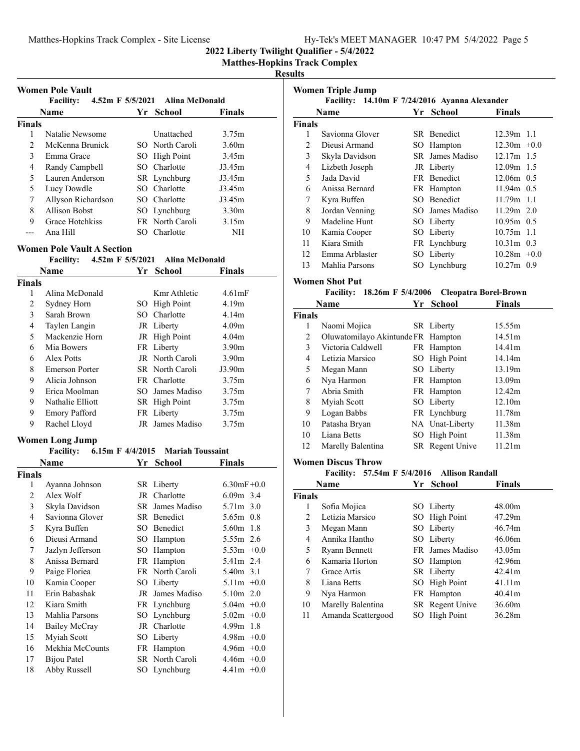## 2022 Liberty Twilight Qualifier - 5/4/2022

### Matthes-Hopkins Track Complex

#### Results

### Women Pole Vault

Facility: 4.52m F 5/5/2021 Alina McDonald

| | Name | Yr | School | Finals |
|---|---|---|---|---|
| **Finals** | | | | |
| 1 | Natalie Newsome | | Unattached | 3.75m |
| 2 | McKenna Brunick | SO | North Caroli | 3.60m |
| 3 | Emma Grace | SO | High Point | 3.45m |
| 4 | Randy Campbell | SO | Charlotte | J3.45m |
| 5 | Lauren Anderson | SR | Lynchburg | J3.45m |
| 5 | Lucy Dowdle | SO | Charlotte | J3.45m |
| 7 | Allyson Richardson | SO | Charlotte | J3.45m |
| 8 | Allison Bobst | SO | Lynchburg | 3.30m |
| 9 | Grace Hotchkiss | FR | North Caroli | 3.15m |
| --- | Ana Hill | SO | Charlotte | NH |

### Women Pole Vault A Section

Facility: 4.52m F 5/5/2021 Alina McDonald

| | Name | Yr | School | Finals |
|---|---|---|---|---|
| **Finals** | | | | |
| 1 | Alina McDonald | | Kmr Athletic | 4.61mF |
| 2 | Sydney Horn | SO | High Point | 4.19m |
| 3 | Sarah Brown | SO | Charlotte | 4.14m |
| 4 | Taylen Langin | JR | Liberty | 4.09m |
| 5 | Mackenzie Horn | JR | High Point | 4.04m |
| 6 | Mia Bowers | FR | Liberty | 3.90m |
| 6 | Alex Potts | JR | North Caroli | 3.90m |
| 8 | Emerson Porter | SR | North Caroli | J3.90m |
| 9 | Alicia Johnson | FR | Charlotte | 3.75m |
| 9 | Erica Moolman | SO | James Madiso | 3.75m |
| 9 | Nathalie Elliott | SR | High Point | 3.75m |
| 9 | Emory Pafford | FR | Liberty | 3.75m |
| 9 | Rachel Lloyd | JR | James Madiso | 3.75m |

### Women Long Jump

Facility: 6.15m F 4/4/2015 Mariah Toussaint

| | Name | Yr | School | Finals | |
|---|---|---|---|---|---|
| **Finals** | | | | | |
| 1 | Ayanna Johnson | SR | Liberty | 6.30mF | +0.0 |
| 2 | Alex Wolf | JR | Charlotte | 6.09m | 3.4 |
| 3 | Skyla Davidson | SR | James Madiso | 5.71m | 3.0 |
| 4 | Savionna Glover | SR | Benedict | 5.65m | 0.8 |
| 5 | Kyra Buffen | SO | Benedict | 5.60m | 1.8 |
| 6 | Dieusi Armand | SO | Hampton | 5.55m | 2.6 |
| 7 | Jazlyn Jefferson | SO | Hampton | 5.53m | +0.0 |
| 8 | Anissa Bernard | FR | Hampton | 5.41m | 2.4 |
| 9 | Paige Floriea | FR | North Caroli | 5.40m | 3.1 |
| 10 | Kamia Cooper | SO | Liberty | 5.11m | +0.0 |
| 11 | Erin Babashak | JR | James Madiso | 5.10m | 2.0 |
| 12 | Kiara Smith | FR | Lynchburg | 5.04m | +0.0 |
| 13 | Mahlia Parsons | SO | Lynchburg | 5.02m | +0.0 |
| 14 | Bailey McCray | JR | Charlotte | 4.99m | 1.8 |
| 15 | Myiah Scott | SO | Liberty | 4.98m | +0.0 |
| 16 | Mekhia McCounts | FR | Hampton | 4.96m | +0.0 |
| 17 | Bijou Patel | SR | North Caroli | 4.46m | +0.0 |
| 18 | Abby Russell | SO | Lynchburg | 4.41m | +0.0 |

### Women Triple Jump

Facility: 14.10m F 7/24/2016 Ayanna Alexander

| | Name | Yr | School | Finals | |
|---|---|---|---|---|---|
| **Finals** | | | | | |
| 1 | Savionna Glover | SR | Benedict | 12.39m | 1.1 |
| 2 | Dieusi Armand | SO | Hampton | 12.30m | +0.0 |
| 3 | Skyla Davidson | SR | James Madiso | 12.17m | 1.5 |
| 4 | Lizbeth Joseph | JR | Liberty | 12.09m | 1.5 |
| 5 | Jada David | FR | Benedict | 12.06m | 0.5 |
| 6 | Anissa Bernard | FR | Hampton | 11.94m | 0.5 |
| 7 | Kyra Buffen | SO | Benedict | 11.79m | 1.1 |
| 8 | Jordan Venning | SO | James Madiso | 11.29m | 2.0 |
| 9 | Madeline Hunt | SO | Liberty | 10.95m | 0.5 |
| 10 | Kamia Cooper | SO | Liberty | 10.75m | 1.1 |
| 11 | Kiara Smith | FR | Lynchburg | 10.31m | 0.3 |
| 12 | Emma Arblaster | SO | Liberty | 10.28m | +0.0 |
| 13 | Mahlia Parsons | SO | Lynchburg | 10.27m | 0.9 |

### Women Shot Put

Facility: 18.26m F 5/4/2006 Cleopatra Borel-Brown

| | Name | Yr | School | Finals |
|---|---|---|---|---|
| **Finals** | | | | |
| 1 | Naomi Mojica | SR | Liberty | 15.55m |
| 2 | Oluwatomilayo Akintunde | FR | Hampton | 14.51m |
| 3 | Victoria Caldwell | FR | Hampton | 14.41m |
| 4 | Letizia Marsico | SO | High Point | 14.14m |
| 5 | Megan Mann | SO | Liberty | 13.19m |
| 6 | Nya Harmon | FR | Hampton | 13.09m |
| 7 | Abria Smith | FR | Hampton | 12.42m |
| 8 | Myiah Scott | SO | Liberty | 12.10m |
| 9 | Logan Babbs | FR | Lynchburg | 11.78m |
| 10 | Patasha Bryan | NA | Unat-Liberty | 11.38m |
| 10 | Liana Betts | SO | High Point | 11.38m |
| 12 | Marelly Balentina | SR | Regent Unive | 11.21m |

### Women Discus Throw

Facility: 57.54m F 5/4/2016 Allison Randall

| | Name | Yr | School | Finals |
|---|---|---|---|---|
| **Finals** | | | | |
| 1 | Sofia Mojica | SO | Liberty | 48.00m |
| 2 | Letizia Marsico | SO | High Point | 47.29m |
| 3 | Megan Mann | SO | Liberty | 46.74m |
| 4 | Annika Hantho | SO | Liberty | 46.06m |
| 5 | Ryann Bennett | FR | James Madiso | 43.05m |
| 6 | Kamaria Horton | SO | Hampton | 42.96m |
| 7 | Grace Artis | SR | Liberty | 42.41m |
| 8 | Liana Betts | SO | High Point | 41.11m |
| 9 | Nya Harmon | FR | Hampton | 40.41m |
| 10 | Marelly Balentina | SR | Regent Unive | 36.60m |
| 11 | Amanda Scattergood | SO | High Point | 36.28m |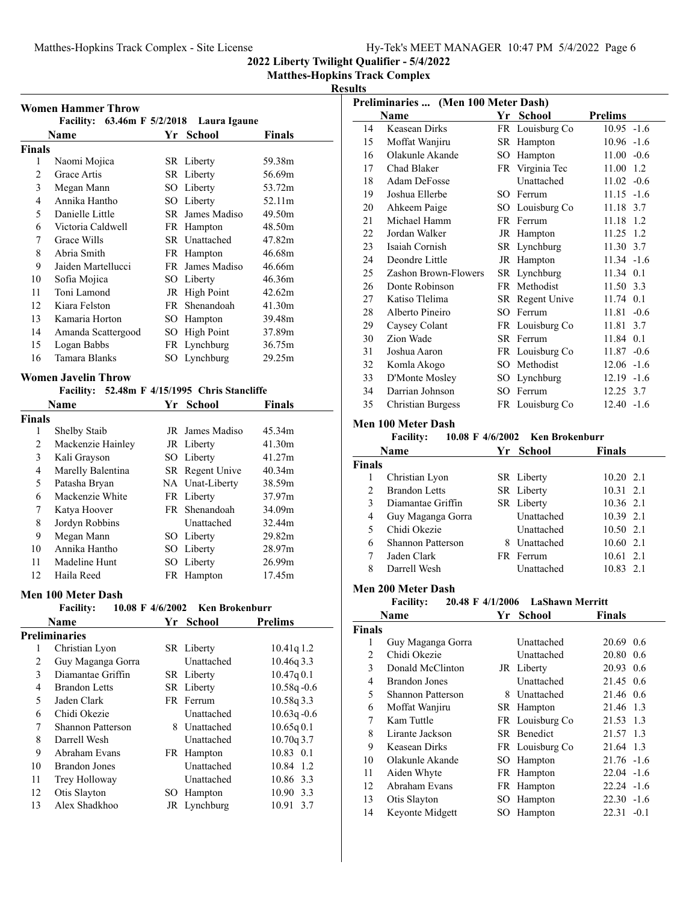**2022 Liberty Twilight Qualifier - 5/4/2022**
**Matthes-Hopkins Track Complex**
**Results**

### Women Hammer Throw

Facility: 63.46m F 5/2/2018 Laura Igaune

| | Name | Yr | School | Finals |
|---|---|---|---|---|
| **Finals** | | | | |
| 1 | Naomi Mojica | SR | Liberty | 59.38m |
| 2 | Grace Artis | SR | Liberty | 56.69m |
| 3 | Megan Mann | SO | Liberty | 53.72m |
| 4 | Annika Hantho | SO | Liberty | 52.11m |
| 5 | Danielle Little | SR | James Madiso | 49.50m |
| 6 | Victoria Caldwell | FR | Hampton | 48.50m |
| 7 | Grace Wills | SR | Unattached | 47.82m |
| 8 | Abria Smith | FR | Hampton | 46.68m |
| 9 | Jaiden Martellucci | FR | James Madiso | 46.66m |
| 10 | Sofia Mojica | SO | Liberty | 46.36m |
| 11 | Toni Lamond | JR | High Point | 42.62m |
| 12 | Kiara Felston | FR | Shenandoah | 41.30m |
| 13 | Kamaria Horton | SO | Hampton | 39.48m |
| 14 | Amanda Scattergood | SO | High Point | 37.89m |
| 15 | Logan Babbs | FR | Lynchburg | 36.75m |
| 16 | Tamara Blanks | SO | Lynchburg | 29.25m |

### Women Javelin Throw

Facility: 52.48m F 4/15/1995 Chris Stancliffe

| | Name | Yr | School | Finals |
|---|---|---|---|---|
| **Finals** | | | | |
| 1 | Shelby Staib | JR | James Madiso | 45.34m |
| 2 | Mackenzie Hainley | JR | Liberty | 41.30m |
| 3 | Kali Grayson | SO | Liberty | 41.27m |
| 4 | Marelly Balentina | SR | Regent Unive | 40.34m |
| 5 | Patasha Bryan | NA | Unat-Liberty | 38.59m |
| 6 | Mackenzie White | FR | Liberty | 37.97m |
| 7 | Katya Hoover | FR | Shenandoah | 34.09m |
| 8 | Jordyn Robbins | | Unattached | 32.44m |
| 9 | Megan Mann | SO | Liberty | 29.82m |
| 10 | Annika Hantho | SO | Liberty | 28.97m |
| 11 | Madeline Hunt | SO | Liberty | 26.99m |
| 12 | Haila Reed | FR | Hampton | 17.45m |

### Men 100 Meter Dash

Facility: 10.08 F 4/6/2002 Ken Brokenburr

| | Name | Yr | School | Prelims | |
|---|---|---|---|---|---|
| **Preliminaries** | | | | | |
| 1 | Christian Lyon | SR | Liberty | 10.41q | 1.2 |
| 2 | Guy Maganga Gorra | | Unattached | 10.46q | 3.3 |
| 3 | Diamantae Griffin | SR | Liberty | 10.47q | 0.1 |
| 4 | Brandon Letts | SR | Liberty | 10.58q | -0.6 |
| 5 | Jaden Clark | FR | Ferrum | 10.58q | 3.3 |
| 6 | Chidi Okezie | | Unattached | 10.63q | -0.6 |
| 7 | Shannon Patterson | 8 | Unattached | 10.65q | 0.1 |
| 8 | Darrell Wesh | | Unattached | 10.70q | 3.7 |
| 9 | Abraham Evans | FR | Hampton | 10.83 | 0.1 |
| 10 | Brandon Jones | | Unattached | 10.84 | 1.2 |
| 11 | Trey Holloway | | Unattached | 10.86 | 3.3 |
| 12 | Otis Slayton | SO | Hampton | 10.90 | 3.3 |
| 13 | Alex Shadkhoo | JR | Lynchburg | 10.91 | 3.7 |
| 14 | Keasean Dirks | FR | Louisburg Co | 10.95 | -1.6 |
| 15 | Moffat Wanjiru | SR | Hampton | 10.96 | -1.6 |
| 16 | Olakunle Akande | SO | Hampton | 11.00 | -0.6 |
| 17 | Chad Blaker | FR | Virginia Tec | 11.00 | 1.2 |
| 18 | Adam DeFosse | | Unattached | 11.02 | -0.6 |
| 19 | Joshua Ellerbe | SO | Ferrum | 11.15 | -1.6 |
| 20 | Ahkeem Paige | SO | Louisburg Co | 11.18 | 3.7 |
| 21 | Michael Hamm | FR | Ferrum | 11.18 | 1.2 |
| 22 | Jordan Walker | JR | Hampton | 11.25 | 1.2 |
| 23 | Isaiah Cornish | SR | Lynchburg | 11.30 | 3.7 |
| 24 | Deondre Little | JR | Hampton | 11.34 | -1.6 |
| 25 | Zashon Brown-Flowers | SR | Lynchburg | 11.34 | 0.1 |
| 26 | Donte Robinson | FR | Methodist | 11.50 | 3.3 |
| 27 | Katiso Tlelima | SR | Regent Unive | 11.74 | 0.1 |
| 28 | Alberto Pineiro | SO | Ferrum | 11.81 | -0.6 |
| 29 | Caysey Colant | FR | Louisburg Co | 11.81 | 3.7 |
| 30 | Zion Wade | SR | Ferrum | 11.84 | 0.1 |
| 31 | Joshua Aaron | FR | Louisburg Co | 11.87 | -0.6 |
| 32 | Komla Akogo | SO | Methodist | 12.06 | -1.6 |
| 33 | D'Monte Mosley | SO | Lynchburg | 12.19 | -1.6 |
| 34 | Darrian Johnson | SO | Ferrum | 12.25 | 3.7 |
| 35 | Christian Burgess | FR | Louisburg Co | 12.40 | -1.6 |

### Men 100 Meter Dash

Facility: 10.08 F 4/6/2002 Ken Brokenburr

| | Name | Yr | School | Finals | |
|---|---|---|---|---|---|
| **Finals** | | | | | |
| 1 | Christian Lyon | SR | Liberty | 10.20 | 2.1 |
| 2 | Brandon Letts | SR | Liberty | 10.31 | 2.1 |
| 3 | Diamantae Griffin | SR | Liberty | 10.36 | 2.1 |
| 4 | Guy Maganga Gorra | | Unattached | 10.39 | 2.1 |
| 5 | Chidi Okezie | | Unattached | 10.50 | 2.1 |
| 6 | Shannon Patterson | 8 | Unattached | 10.60 | 2.1 |
| 7 | Jaden Clark | FR | Ferrum | 10.61 | 2.1 |
| 8 | Darrell Wesh | | Unattached | 10.83 | 2.1 |

### Men 200 Meter Dash

Facility: 20.48 F 4/1/2006 LaShawn Merritt

| | Name | Yr | School | Finals | |
|---|---|---|---|---|---|
| **Finals** | | | | | |
| 1 | Guy Maganga Gorra | | Unattached | 20.69 | 0.6 |
| 2 | Chidi Okezie | | Unattached | 20.80 | 0.6 |
| 3 | Donald McClinton | JR | Liberty | 20.93 | 0.6 |
| 4 | Brandon Jones | | Unattached | 21.45 | 0.6 |
| 5 | Shannon Patterson | 8 | Unattached | 21.46 | 0.6 |
| 6 | Moffat Wanjiru | SR | Hampton | 21.46 | 1.3 |
| 7 | Kam Tuttle | FR | Louisburg Co | 21.53 | 1.3 |
| 8 | Lirante Jackson | SR | Benedict | 21.57 | 1.3 |
| 9 | Keasean Dirks | FR | Louisburg Co | 21.64 | 1.3 |
| 10 | Olakunle Akande | SO | Hampton | 21.76 | -1.6 |
| 11 | Aiden Whyte | FR | Hampton | 22.04 | -1.6 |
| 12 | Abraham Evans | FR | Hampton | 22.24 | -1.6 |
| 13 | Otis Slayton | SO | Hampton | 22.30 | -1.6 |
| 14 | Keyonte Midgett | SO | Hampton | 22.31 | -0.1 |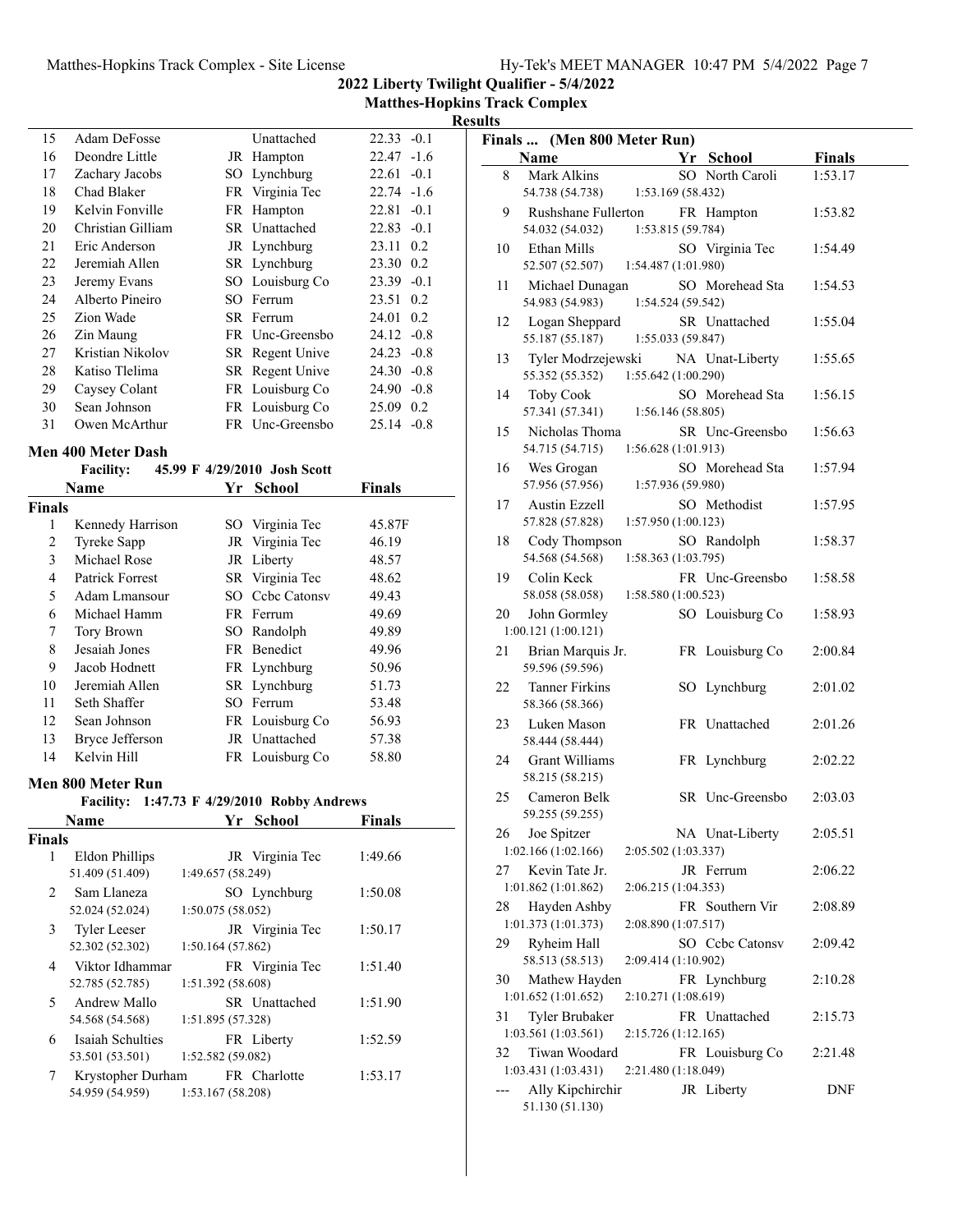**2022 Liberty Twilight Qualifier - 5/4/2022**
**Matthes-Hopkins Track Complex**
**Results**

| | Name | Yr | School | Finals | Wind |
|---|---|---|---|---|---|
| 15 | Adam DeFosse | | Unattached | 22.33 | -0.1 |
| 16 | Deondre Little | JR | Hampton | 22.47 | -1.6 |
| 17 | Zachary Jacobs | SO | Lynchburg | 22.61 | -0.1 |
| 18 | Chad Blaker | FR | Virginia Tec | 22.74 | -1.6 |
| 19 | Kelvin Fonville | FR | Hampton | 22.81 | -0.1 |
| 20 | Christian Gilliam | SR | Unattached | 22.83 | -0.1 |
| 21 | Eric Anderson | JR | Lynchburg | 23.11 | 0.2 |
| 22 | Jeremiah Allen | SR | Lynchburg | 23.30 | 0.2 |
| 23 | Jeremy Evans | SO | Louisburg Co | 23.39 | -0.1 |
| 24 | Alberto Pineiro | SO | Ferrum | 23.51 | 0.2 |
| 25 | Zion Wade | SR | Ferrum | 24.01 | 0.2 |
| 26 | Zin Maung | FR | Unc-Greensbo | 24.12 | -0.8 |
| 27 | Kristian Nikolov | SR | Regent Unive | 24.23 | -0.8 |
| 28 | Katiso Tlelima | SR | Regent Unive | 24.30 | -0.8 |
| 29 | Caysey Colant | FR | Louisburg Co | 24.90 | -0.8 |
| 30 | Sean Johnson | FR | Louisburg Co | 25.09 | 0.2 |
| 31 | Owen McArthur | FR | Unc-Greensbo | 25.14 | -0.8 |

## Men 400 Meter Dash

**Facility:** 45.99 F 4/29/2010 Josh Scott

| | Name | Yr | School | Finals |
|---|---|---|---|---|
| **Finals** | | | | |
| 1 | Kennedy Harrison | SO | Virginia Tec | 45.87F |
| 2 | Tyreke Sapp | JR | Virginia Tec | 46.19 |
| 3 | Michael Rose | JR | Liberty | 48.57 |
| 4 | Patrick Forrest | SR | Virginia Tec | 48.62 |
| 5 | Adam Lmansour | SO | Ccbc Catonsv | 49.43 |
| 6 | Michael Hamm | FR | Ferrum | 49.69 |
| 7 | Tory Brown | SO | Randolph | 49.89 |
| 8 | Jesaiah Jones | FR | Benedict | 49.96 |
| 9 | Jacob Hodnett | FR | Lynchburg | 50.96 |
| 10 | Jeremiah Allen | SR | Lynchburg | 51.73 |
| 11 | Seth Shaffer | SO | Ferrum | 53.48 |
| 12 | Sean Johnson | FR | Louisburg Co | 56.93 |
| 13 | Bryce Jefferson | JR | Unattached | 57.38 |
| 14 | Kelvin Hill | FR | Louisburg Co | 58.80 |

## Men 800 Meter Run

**Facility:** 1:47.73 F 4/29/2010 Robby Andrews

| | Name | Yr | School | Finals | Splits |
|---|---|---|---|---|---|
| **Finals** | | | | | |
| 1 | Eldon Phillips | JR | Virginia Tec | 1:49.66 | 51.409 (51.409) 1:49.657 (58.249) |
| 2 | Sam Llaneza | SO | Lynchburg | 1:50.08 | 52.024 (52.024) 1:50.075 (58.052) |
| 3 | Tyler Leeser | JR | Virginia Tec | 1:50.17 | 52.302 (52.302) 1:50.164 (57.862) |
| 4 | Viktor Idhammar | FR | Virginia Tec | 1:51.40 | 52.785 (52.785) 1:51.392 (58.608) |
| 5 | Andrew Mallo | SR | Unattached | 1:51.90 | 54.568 (54.568) 1:51.895 (57.328) |
| 6 | Isaiah Schulties | FR | Liberty | 1:52.59 | 53.501 (53.501) 1:52.582 (59.082) |
| 7 | Krystopher Durham | FR | Charlotte | 1:53.17 | 54.959 (54.959) 1:53.167 (58.208) |
| 8 | Mark Alkins | SO | North Caroli | 1:53.17 | 54.738 (54.738) 1:53.169 (58.432) |
| 9 | Rushshane Fullerton | FR | Hampton | 1:53.82 | 54.032 (54.032) 1:53.815 (59.784) |
| 10 | Ethan Mills | SO | Virginia Tec | 1:54.49 | 52.507 (52.507) 1:54.487 (1:01.980) |
| 11 | Michael Dunagan | SO | Morehead Sta | 1:54.53 | 54.983 (54.983) 1:54.524 (59.542) |
| 12 | Logan Sheppard | SR | Unattached | 1:55.04 | 55.187 (55.187) 1:55.033 (59.847) |
| 13 | Tyler Modrzejewski | NA | Unat-Liberty | 1:55.65 | 55.352 (55.352) 1:55.642 (1:00.290) |
| 14 | Toby Cook | SO | Morehead Sta | 1:56.15 | 57.341 (57.341) 1:56.146 (58.805) |
| 15 | Nicholas Thoma | SR | Unc-Greensbo | 1:56.63 | 54.715 (54.715) 1:56.628 (1:01.913) |
| 16 | Wes Grogan | SO | Morehead Sta | 1:57.94 | 57.956 (57.956) 1:57.936 (59.980) |
| 17 | Austin Ezzell | SO | Methodist | 1:57.95 | 57.828 (57.828) 1:57.950 (1:00.123) |
| 18 | Cody Thompson | SO | Randolph | 1:58.37 | 54.568 (54.568) 1:58.363 (1:03.795) |
| 19 | Colin Keck | FR | Unc-Greensbo | 1:58.58 | 58.058 (58.058) 1:58.580 (1:00.523) |
| 20 | John Gormley | SO | Louisburg Co | 1:58.93 | 1:00.121 (1:00.121) |
| 21 | Brian Marquis Jr. | FR | Louisburg Co | 2:00.84 | 59.596 (59.596) |
| 22 | Tanner Firkins | SO | Lynchburg | 2:01.02 | 58.366 (58.366) |
| 23 | Luken Mason | FR | Unattached | 2:01.26 | 58.444 (58.444) |
| 24 | Grant Williams | FR | Lynchburg | 2:02.22 | 58.215 (58.215) |
| 25 | Cameron Belk | SR | Unc-Greensbo | 2:03.03 | 59.255 (59.255) |
| 26 | Joe Spitzer | NA | Unat-Liberty | 2:05.51 | 1:02.166 (1:02.166) 2:05.502 (1:03.337) |
| 27 | Kevin Tate Jr. | JR | Ferrum | 2:06.22 | 1:01.862 (1:01.862) 2:06.215 (1:04.353) |
| 28 | Hayden Ashby | FR | Southern Vir | 2:08.89 | 1:01.373 (1:01.373) 2:08.890 (1:07.517) |
| 29 | Ryheim Hall | SO | Ccbc Catonsv | 2:09.42 | 58.513 (58.513) 2:09.414 (1:10.902) |
| 30 | Mathew Hayden | FR | Lynchburg | 2:10.28 | 1:01.652 (1:01.652) 2:10.271 (1:08.619) |
| 31 | Tyler Brubaker | FR | Unattached | 2:15.73 | 1:03.561 (1:03.561) 2:15.726 (1:12.165) |
| 32 | Tiwan Woodard | FR | Louisburg Co | 2:21.48 | 1:03.431 (1:03.431) 2:21.480 (1:18.049) |
| --- | Ally Kipchirchir | JR | Liberty | DNF | 51.130 (51.130) |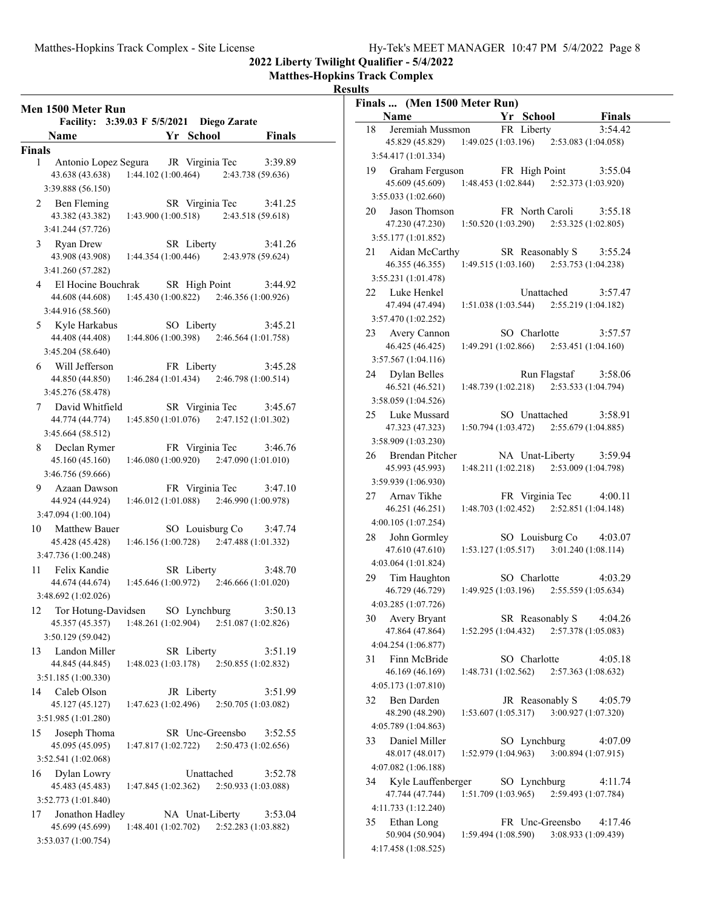## 2022 Liberty Twilight Qualifier - 5/4/2022

**Matthes-Hopkins Track Complex**

**Results**

### Men 1500 Meter Run

Facility: 3:39.03 F 5/5/2021 Diego Zarate

**Finals**

| Place | Name | Yr | School | Finals |
|---|---|---|---|---|
| 1 | Antonio Lopez Segura | JR | Virginia Tec | 3:39.89 |
| | 43.638 (43.638) 1:44.102 (1:00.464) 2:43.738 (59.636) 3:39.888 (56.150) | | | |
| 2 | Ben Fleming | SR | Virginia Tec | 3:41.25 |
| | 43.382 (43.382) 1:43.900 (1:00.518) 2:43.518 (59.618) 3:41.244 (57.726) | | | |
| 3 | Ryan Drew | SR | Liberty | 3:41.26 |
| | 43.908 (43.908) 1:44.354 (1:00.446) 2:43.978 (59.624) 3:41.260 (57.282) | | | |
| 4 | El Hocine Bouchrak | SR | High Point | 3:44.92 |
| | 44.608 (44.608) 1:45.430 (1:00.822) 2:46.356 (1:00.926) 3:44.916 (58.560) | | | |
| 5 | Kyle Harkabus | SO | Liberty | 3:45.21 |
| | 44.408 (44.408) 1:44.806 (1:00.398) 2:46.564 (1:01.758) 3:45.204 (58.640) | | | |
| 6 | Will Jefferson | FR | Liberty | 3:45.28 |
| | 44.850 (44.850) 1:46.284 (1:01.434) 2:46.798 (1:00.514) 3:45.276 (58.478) | | | |
| 7 | David Whitfield | SR | Virginia Tec | 3:45.67 |
| | 44.774 (44.774) 1:45.850 (1:01.076) 2:47.152 (1:01.302) 3:45.664 (58.512) | | | |
| 8 | Declan Rymer | FR | Virginia Tec | 3:46.76 |
| | 45.160 (45.160) 1:46.080 (1:00.920) 2:47.090 (1:01.010) 3:46.756 (59.666) | | | |
| 9 | Azaan Dawson | FR | Virginia Tec | 3:47.10 |
| | 44.924 (44.924) 1:46.012 (1:01.088) 2:46.990 (1:00.978) 3:47.094 (1:00.104) | | | |
| 10 | Matthew Bauer | SO | Louisburg Co | 3:47.74 |
| | 45.428 (45.428) 1:46.156 (1:00.728) 2:47.488 (1:01.332) 3:47.736 (1:00.248) | | | |
| 11 | Felix Kandie | SR | Liberty | 3:48.70 |
| | 44.674 (44.674) 1:45.646 (1:00.972) 2:46.666 (1:01.020) 3:48.692 (1:02.026) | | | |
| 12 | Tor Hotung-Davidsen | SO | Lynchburg | 3:50.13 |
| | 45.357 (45.357) 1:48.261 (1:02.904) 2:51.087 (1:02.826) 3:50.129 (59.042) | | | |
| 13 | Landon Miller | SR | Liberty | 3:51.19 |
| | 44.845 (44.845) 1:48.023 (1:03.178) 2:50.855 (1:02.832) 3:51.185 (1:00.330) | | | |
| 14 | Caleb Olson | JR | Liberty | 3:51.99 |
| | 45.127 (45.127) 1:47.623 (1:02.496) 2:50.705 (1:03.082) 3:51.985 (1:01.280) | | | |
| 15 | Joseph Thoma | SR | Unc-Greensbo | 3:52.55 |
| | 45.095 (45.095) 1:47.817 (1:02.722) 2:50.473 (1:02.656) 3:52.541 (1:02.068) | | | |
| 16 | Dylan Lowry | | Unattached | 3:52.78 |
| | 45.483 (45.483) 1:47.845 (1:02.362) 2:50.933 (1:03.088) 3:52.773 (1:01.840) | | | |
| 17 | Jonathon Hadley | NA | Unat-Liberty | 3:53.04 |
| | 45.699 (45.699) 1:48.401 (1:02.702) 2:52.283 (1:03.882) 3:53.037 (1:00.754) | | | |
| 18 | Jeremiah Mussmon | FR | Liberty | 3:54.42 |
| | 45.829 (45.829) 1:49.025 (1:03.196) 2:53.083 (1:04.058) 3:54.417 (1:01.334) | | | |
| 19 | Graham Ferguson | FR | High Point | 3:55.04 |
| | 45.609 (45.609) 1:48.453 (1:02.844) 2:52.373 (1:03.920) 3:55.033 (1:02.660) | | | |
| 20 | Jason Thomson | FR | North Caroli | 3:55.18 |
| | 47.230 (47.230) 1:50.520 (1:03.290) 2:53.325 (1:02.805) 3:55.177 (1:01.852) | | | |
| 21 | Aidan McCarthy | SR | Reasonably S | 3:55.24 |
| | 46.355 (46.355) 1:49.515 (1:03.160) 2:53.753 (1:04.238) 3:55.231 (1:01.478) | | | |
| 22 | Luke Henkel | | Unattached | 3:57.47 |
| | 47.494 (47.494) 1:51.038 (1:03.544) 2:55.219 (1:04.182) 3:57.470 (1:02.252) | | | |
| 23 | Avery Cannon | SO | Charlotte | 3:57.57 |
| | 46.425 (46.425) 1:49.291 (1:02.866) 2:53.451 (1:04.160) 3:57.567 (1:04.116) | | | |
| 24 | Dylan Belles | | Run Flagstaf | 3:58.06 |
| | 46.521 (46.521) 1:48.739 (1:02.218) 2:53.533 (1:04.794) 3:58.059 (1:04.526) | | | |
| 25 | Luke Mussard | SO | Unattached | 3:58.91 |
| | 47.323 (47.323) 1:50.794 (1:03.472) 2:55.679 (1:04.885) 3:58.909 (1:03.230) | | | |
| 26 | Brendan Pitcher | NA | Unat-Liberty | 3:59.94 |
| | 45.993 (45.993) 1:48.211 (1:02.218) 2:53.009 (1:04.798) 3:59.939 (1:06.930) | | | |
| 27 | Arnav Tikhe | FR | Virginia Tec | 4:00.11 |
| | 46.251 (46.251) 1:48.703 (1:02.452) 2:52.851 (1:04.148) 4:00.105 (1:07.254) | | | |
| 28 | John Gormley | SO | Louisburg Co | 4:03.07 |
| | 47.610 (47.610) 1:53.127 (1:05.517) 3:01.240 (1:08.114) 4:03.064 (1:01.824) | | | |
| 29 | Tim Haughton | SO | Charlotte | 4:03.29 |
| | 46.729 (46.729) 1:49.925 (1:03.196) 2:55.559 (1:05.634) 4:03.285 (1:07.726) | | | |
| 30 | Avery Bryant | SR | Reasonably S | 4:04.26 |
| | 47.864 (47.864) 1:52.295 (1:04.432) 2:57.378 (1:05.083) 4:04.254 (1:06.877) | | | |
| 31 | Finn McBride | SO | Charlotte | 4:05.18 |
| | 46.169 (46.169) 1:48.731 (1:02.562) 2:57.363 (1:08.632) 4:05.173 (1:07.810) | | | |
| 32 | Ben Darden | JR | Reasonably S | 4:05.79 |
| | 48.290 (48.290) 1:53.607 (1:05.317) 3:00.927 (1:07.320) 4:05.789 (1:04.863) | | | |
| 33 | Daniel Miller | SO | Lynchburg | 4:07.09 |
| | 48.017 (48.017) 1:52.979 (1:04.963) 3:00.894 (1:07.915) 4:07.082 (1:06.188) | | | |
| 34 | Kyle Lauffenberger | SO | Lynchburg | 4:11.74 |
| | 47.744 (47.744) 1:51.709 (1:03.965) 2:59.493 (1:07.784) 4:11.733 (1:12.240) | | | |
| 35 | Ethan Long | FR | Unc-Greensbo | 4:17.46 |
| | 50.904 (50.904) 1:59.494 (1:08.590) 3:08.933 (1:09.439) 4:17.458 (1:08.525) | | | |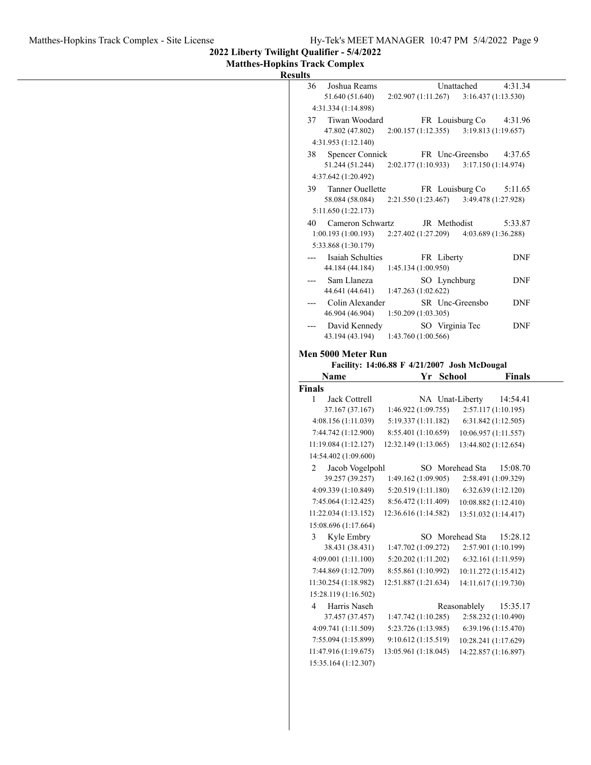**2022 Liberty Twilight Qualifier - 5/4/2022**

**Matthes-Hopkins Track Complex**

**Results**

36 Joshua Reams Unattached 4:31.34
51.640 (51.640) 2:02.907 (1:11.267) 3:16.437 (1:13.530)
4:31.334 (1:14.898)

37 Tiwan Woodard FR Louisburg Co 4:31.96
47.802 (47.802) 2:00.157 (1:12.355) 3:19.813 (1:19.657)
4:31.953 (1:12.140)

38 Spencer Connick FR Unc-Greensbo 4:37.65
51.244 (51.244) 2:02.177 (1:10.933) 3:17.150 (1:14.974)
4:37.642 (1:20.492)

39 Tanner Ouellette FR Louisburg Co 5:11.65
58.084 (58.084) 2:21.550 (1:23.467) 3:49.478 (1:27.928)
5:11.650 (1:22.173)

40 Cameron Schwartz JR Methodist 5:33.87
1:00.193 (1:00.193) 2:27.402 (1:27.209) 4:03.689 (1:36.288)
5:33.868 (1:30.179)

--- Isaiah Schulties FR Liberty DNF
44.184 (44.184) 1:45.134 (1:00.950)

--- Sam Llaneza SO Lynchburg DNF
44.641 (44.641) 1:47.263 (1:02.622)

--- Colin Alexander SR Unc-Greensbo DNF
46.904 (46.904) 1:50.209 (1:03.305)

--- David Kennedy SO Virginia Tec DNF
43.194 (43.194) 1:43.760 (1:00.566)

**Men 5000 Meter Run**

**Facility: 14:06.88 F 4/21/2007 Josh McDougal**

| Name | Yr | School | Finals |
|---|---|---|---|

**Finals**

1 Jack Cottrell NA Unat-Liberty 14:54.41
37.167 (37.167) 1:46.922 (1:09.755) 2:57.117 (1:10.195)
4:08.156 (1:11.039) 5:19.337 (1:11.182) 6:31.842 (1:12.505)
7:44.742 (1:12.900) 8:55.401 (1:10.659) 10:06.957 (1:11.557)
11:19.084 (1:12.127) 12:32.149 (1:13.065) 13:44.802 (1:12.654)
14:54.402 (1:09.600)

2 Jacob Vogelpohl SO Morehead Sta 15:08.70
39.257 (39.257) 1:49.162 (1:09.905) 2:58.491 (1:09.329)
4:09.339 (1:10.849) 5:20.519 (1:11.180) 6:32.639 (1:12.120)
7:45.064 (1:12.425) 8:56.472 (1:11.409) 10:08.882 (1:12.410)
11:22.034 (1:13.152) 12:36.616 (1:14.582) 13:51.032 (1:14.417)
15:08.696 (1:17.664)

3 Kyle Embry SO Morehead Sta 15:28.12
38.431 (38.431) 1:47.702 (1:09.272) 2:57.901 (1:10.199)
4:09.001 (1:11.100) 5:20.202 (1:11.202) 6:32.161 (1:11.959)
7:44.869 (1:12.709) 8:55.861 (1:10.992) 10:11.272 (1:15.412)
11:30.254 (1:18.982) 12:51.887 (1:21.634) 14:11.617 (1:19.730)
15:28.119 (1:16.502)

4 Harris Naseh Reasonablely 15:35.17
37.457 (37.457) 1:47.742 (1:10.285) 2:58.232 (1:10.490)
4:09.741 (1:11.509) 5:23.726 (1:13.985) 6:39.196 (1:15.470)
7:55.094 (1:15.899) 9:10.612 (1:15.519) 10:28.241 (1:17.629)
11:47.916 (1:19.675) 13:05.961 (1:18.045) 14:22.857 (1:16.897)
15:35.164 (1:12.307)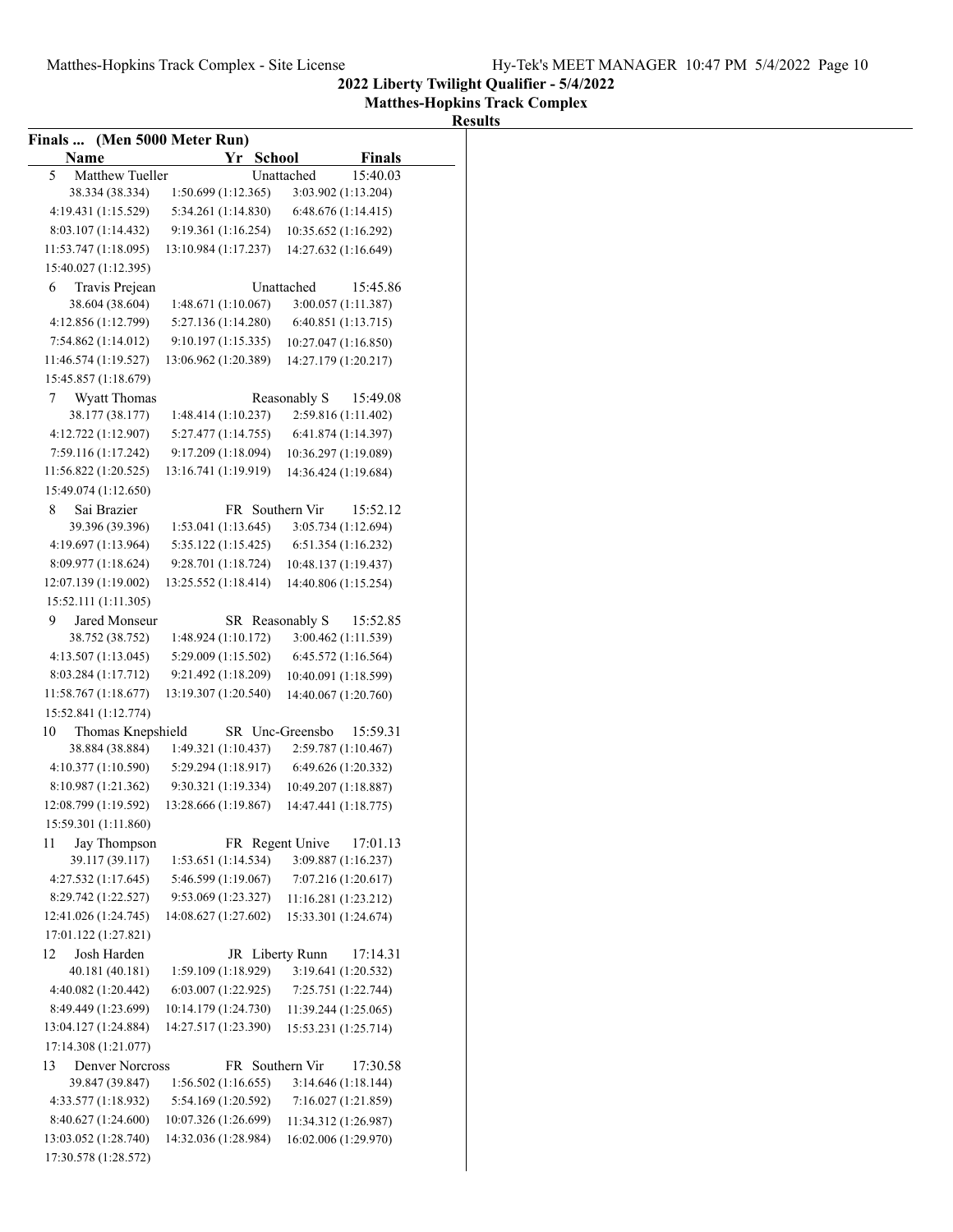**2022 Liberty Twilight Qualifier - 5/4/2022**

**Matthes-Hopkins Track Complex**

**Results**

## Finals ... (Men 5000 Meter Run)

| | Name | Yr | School | Finals |
|---|---|---|---|---|
| 5 | Matthew Tueller | | Unattached | 15:40.03 |
| | 38.334 (38.334) | 1:50.699 (1:12.365) | 3:03.902 (1:13.204) | |
| | 4:19.431 (1:15.529) | 5:34.261 (1:14.830) | 6:48.676 (1:14.415) | |
| | 8:03.107 (1:14.432) | 9:19.361 (1:16.254) | 10:35.652 (1:16.292) | |
| | 11:53.747 (1:18.095) | 13:10.984 (1:17.237) | 14:27.632 (1:16.649) | |
| | 15:40.027 (1:12.395) | | | |
| 6 | Travis Prejean | | Unattached | 15:45.86 |
| | 38.604 (38.604) | 1:48.671 (1:10.067) | 3:00.057 (1:11.387) | |
| | 4:12.856 (1:12.799) | 5:27.136 (1:14.280) | 6:40.851 (1:13.715) | |
| | 7:54.862 (1:14.012) | 9:10.197 (1:15.335) | 10:27.047 (1:16.850) | |
| | 11:46.574 (1:19.527) | 13:06.962 (1:20.389) | 14:27.179 (1:20.217) | |
| | 15:45.857 (1:18.679) | | | |
| 7 | Wyatt Thomas | | Reasonably S | 15:49.08 |
| | 38.177 (38.177) | 1:48.414 (1:10.237) | 2:59.816 (1:11.402) | |
| | 4:12.722 (1:12.907) | 5:27.477 (1:14.755) | 6:41.874 (1:14.397) | |
| | 7:59.116 (1:17.242) | 9:17.209 (1:18.094) | 10:36.297 (1:19.089) | |
| | 11:56.822 (1:20.525) | 13:16.741 (1:19.919) | 14:36.424 (1:19.684) | |
| | 15:49.074 (1:12.650) | | | |
| 8 | Sai Brazier | FR | Southern Vir | 15:52.12 |
| | 39.396 (39.396) | 1:53.041 (1:13.645) | 3:05.734 (1:12.694) | |
| | 4:19.697 (1:13.964) | 5:35.122 (1:15.425) | 6:51.354 (1:16.232) | |
| | 8:09.977 (1:18.624) | 9:28.701 (1:18.724) | 10:48.137 (1:19.437) | |
| | 12:07.139 (1:19.002) | 13:25.552 (1:18.414) | 14:40.806 (1:15.254) | |
| | 15:52.111 (1:11.305) | | | |
| 9 | Jared Monseur | SR | Reasonably S | 15:52.85 |
| | 38.752 (38.752) | 1:48.924 (1:10.172) | 3:00.462 (1:11.539) | |
| | 4:13.507 (1:13.045) | 5:29.009 (1:15.502) | 6:45.572 (1:16.564) | |
| | 8:03.284 (1:17.712) | 9:21.492 (1:18.209) | 10:40.091 (1:18.599) | |
| | 11:58.767 (1:18.677) | 13:19.307 (1:20.540) | 14:40.067 (1:20.760) | |
| | 15:52.841 (1:12.774) | | | |
| 10 | Thomas Knepshield | SR | Unc-Greensbo | 15:59.31 |
| | 38.884 (38.884) | 1:49.321 (1:10.437) | 2:59.787 (1:10.467) | |
| | 4:10.377 (1:10.590) | 5:29.294 (1:18.917) | 6:49.626 (1:20.332) | |
| | 8:10.987 (1:21.362) | 9:30.321 (1:19.334) | 10:49.207 (1:18.887) | |
| | 12:08.799 (1:19.592) | 13:28.666 (1:19.867) | 14:47.441 (1:18.775) | |
| | 15:59.301 (1:11.860) | | | |
| 11 | Jay Thompson | FR | Regent Unive | 17:01.13 |
| | 39.117 (39.117) | 1:53.651 (1:14.534) | 3:09.887 (1:16.237) | |
| | 4:27.532 (1:17.645) | 5:46.599 (1:19.067) | 7:07.216 (1:20.617) | |
| | 8:29.742 (1:22.527) | 9:53.069 (1:23.327) | 11:16.281 (1:23.212) | |
| | 12:41.026 (1:24.745) | 14:08.627 (1:27.602) | 15:33.301 (1:24.674) | |
| | 17:01.122 (1:27.821) | | | |
| 12 | Josh Harden | JR | Liberty Runn | 17:14.31 |
| | 40.181 (40.181) | 1:59.109 (1:18.929) | 3:19.641 (1:20.532) | |
| | 4:40.082 (1:20.442) | 6:03.007 (1:22.925) | 7:25.751 (1:22.744) | |
| | 8:49.449 (1:23.699) | 10:14.179 (1:24.730) | 11:39.244 (1:25.065) | |
| | 13:04.127 (1:24.884) | 14:27.517 (1:23.390) | 15:53.231 (1:25.714) | |
| | 17:14.308 (1:21.077) | | | |
| 13 | Denver Norcross | FR | Southern Vir | 17:30.58 |
| | 39.847 (39.847) | 1:56.502 (1:16.655) | 3:14.646 (1:18.144) | |
| | 4:33.577 (1:18.932) | 5:54.169 (1:20.592) | 7:16.027 (1:21.859) | |
| | 8:40.627 (1:24.600) | 10:07.326 (1:26.699) | 11:34.312 (1:26.987) | |
| | 13:03.052 (1:28.740) | 14:32.036 (1:28.984) | 16:02.006 (1:29.970) | |
| | 17:30.578 (1:28.572) | | | |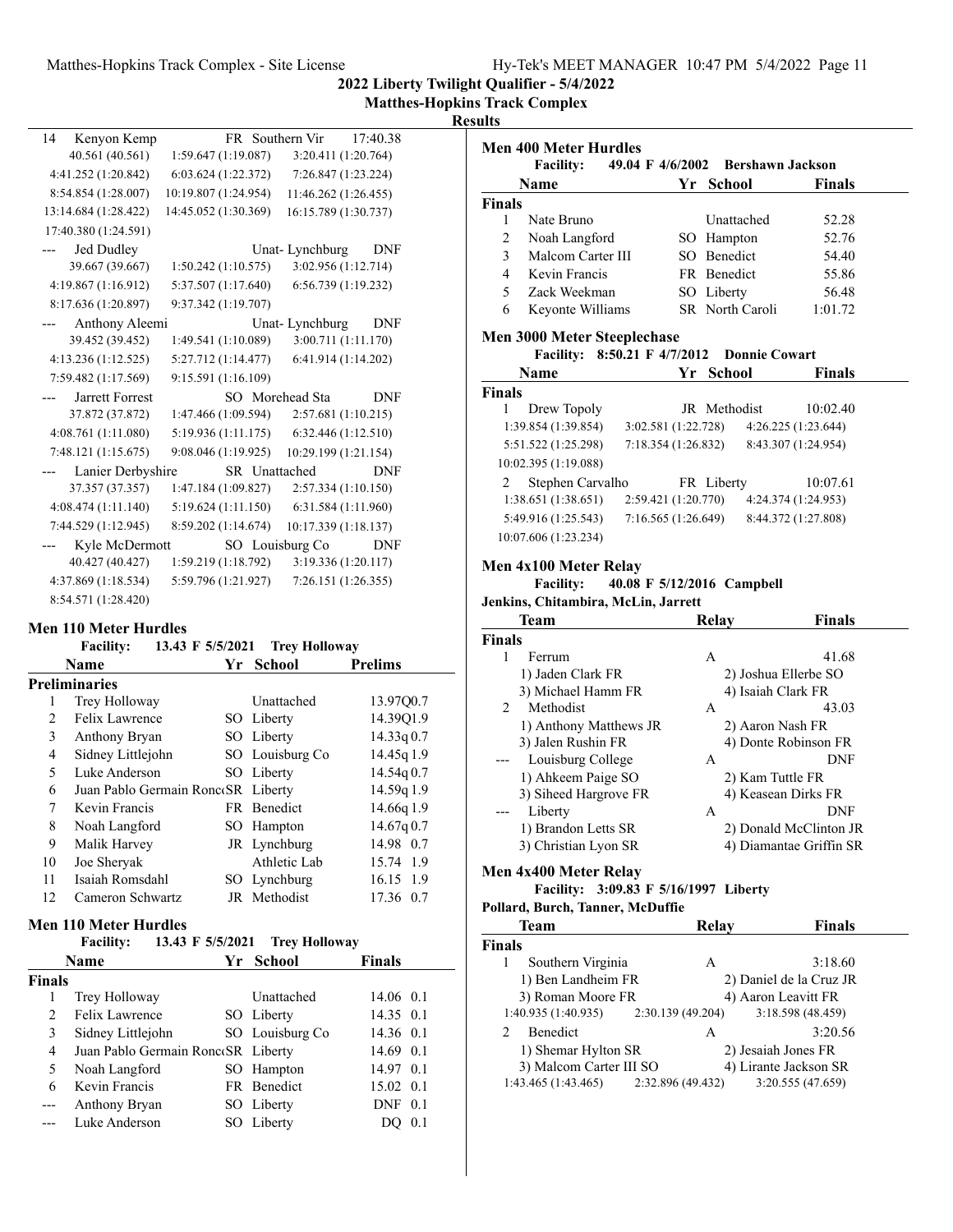## Results

| | Name | Yr | School | Finals |
|---|---|---|---|---|
| 14 | Kenyon Kemp | FR | Southern Vir | 17:40.38 |
| | 40.561 (40.561) | 1:59.647 (1:19.087) | 3:20.411 (1:20.764) | |
| | 4:41.252 (1:20.842) | 6:03.624 (1:22.372) | 7:26.847 (1:23.224) | |
| | 8:54.854 (1:28.007) | 10:19.807 (1:24.954) | 11:46.262 (1:26.455) | |
| | 13:14.684 (1:28.422) | 14:45.052 (1:30.369) | 16:15.789 (1:30.737) | |
| | 17:40.380 (1:24.591) | | | |
| --- | Jed Dudley | | Unat- Lynchburg | DNF |
| | 39.667 (39.667) | 1:50.242 (1:10.575) | 3:02.956 (1:12.714) | |
| | 4:19.867 (1:16.912) | 5:37.507 (1:17.640) | 6:56.739 (1:19.232) | |
| | 8:17.636 (1:20.897) | 9:37.342 (1:19.707) | | |
| --- | Anthony Aleemi | | Unat- Lynchburg | DNF |
| | 39.452 (39.452) | 1:49.541 (1:10.089) | 3:00.711 (1:11.170) | |
| | 4:13.236 (1:12.525) | 5:27.712 (1:14.477) | 6:41.914 (1:14.202) | |
| | 7:59.482 (1:17.569) | 9:15.591 (1:16.109) | | |
| --- | Jarrett Forrest | SO | Morehead Sta | DNF |
| | 37.872 (37.872) | 1:47.466 (1:09.594) | 2:57.681 (1:10.215) | |
| | 4:08.761 (1:11.080) | 5:19.936 (1:11.175) | 6:32.446 (1:12.510) | |
| | 7:48.121 (1:15.675) | 9:08.046 (1:19.925) | 10:29.199 (1:21.154) | |
| --- | Lanier Derbyshire | SR | Unattached | DNF |
| | 37.357 (37.357) | 1:47.184 (1:09.827) | 2:57.334 (1:10.150) | |
| | 4:08.474 (1:11.140) | 5:19.624 (1:11.150) | 6:31.584 (1:11.960) | |
| | 7:44.529 (1:12.945) | 8:59.202 (1:14.674) | 10:17.339 (1:18.137) | |
| --- | Kyle McDermott | SO | Louisburg Co | DNF |
| | 40.427 (40.427) | 1:59.219 (1:18.792) | 3:19.336 (1:20.117) | |
| | 4:37.869 (1:18.534) | 5:59.796 (1:21.927) | 7:26.151 (1:26.355) | |
| | 8:54.571 (1:28.420) | | | |

### Men 110 Meter Hurdles

**Facility:** 13.43 F 5/5/2021 Trey Holloway

| | Name | Yr | School | Prelims | |
|---|---|---|---|---|---|
| **Preliminaries** | | | | | |
| 1 | Trey Holloway | | Unattached | 13.97Q | 0.7 |
| 2 | Felix Lawrence | SO | Liberty | 14.39Q | 1.9 |
| 3 | Anthony Bryan | SO | Liberty | 14.33q | 0.7 |
| 4 | Sidney Littlejohn | SO | Louisburg Co | 14.45q | 1.9 |
| 5 | Luke Anderson | SO | Liberty | 14.54q | 0.7 |
| 6 | Juan Pablo Germain Ronc | SR | Liberty | 14.59q | 1.9 |
| 7 | Kevin Francis | FR | Benedict | 14.66q | 1.9 |
| 8 | Noah Langford | SO | Hampton | 14.67q | 0.7 |
| 9 | Malik Harvey | JR | Lynchburg | 14.98 | 0.7 |
| 10 | Joe Sheryak | | Athletic Lab | 15.74 | 1.9 |
| 11 | Isaiah Romsdahl | SO | Lynchburg | 16.15 | 1.9 |
| 12 | Cameron Schwartz | JR | Methodist | 17.36 | 0.7 |

### Men 110 Meter Hurdles

**Facility:** 13.43 F 5/5/2021 Trey Holloway

| | Name | Yr | School | Finals | |
|---|---|---|---|---|---|
| **Finals** | | | | | |
| 1 | Trey Holloway | | Unattached | 14.06 | 0.1 |
| 2 | Felix Lawrence | SO | Liberty | 14.35 | 0.1 |
| 3 | Sidney Littlejohn | SO | Louisburg Co | 14.36 | 0.1 |
| 4 | Juan Pablo Germain Ronc | SR | Liberty | 14.69 | 0.1 |
| 5 | Noah Langford | SO | Hampton | 14.97 | 0.1 |
| 6 | Kevin Francis | FR | Benedict | 15.02 | 0.1 |
| --- | Anthony Bryan | SO | Liberty | DNF | 0.1 |
| --- | Luke Anderson | SO | Liberty | DQ | 0.1 |

### Men 400 Meter Hurdles

**Facility:** 49.04 F 4/6/2002 Bershawn Jackson

| | Name | Yr | School | Finals |
|---|---|---|---|---|
| **Finals** | | | | |
| 1 | Nate Bruno | | Unattached | 52.28 |
| 2 | Noah Langford | SO | Hampton | 52.76 |
| 3 | Malcom Carter III | SO | Benedict | 54.40 |
| 4 | Kevin Francis | FR | Benedict | 55.86 |
| 5 | Zack Weekman | SO | Liberty | 56.48 |
| 6 | Keyonte Williams | SR | North Caroli | 1:01.72 |

### Men 3000 Meter Steeplechase

**Facility:** 8:50.21 F 4/7/2012 Donnie Cowart

| | Name | Yr | School | Finals |
|---|---|---|---|---|
| **Finals** | | | | |
| 1 | Drew Topoly | JR | Methodist | 10:02.40 |
| | 1:39.854 (1:39.854) | 3:02.581 (1:22.728) | 4:26.225 (1:23.644) | |
| | 5:51.522 (1:25.298) | 7:18.354 (1:26.832) | 8:43.307 (1:24.954) | |
| | 10:02.395 (1:19.088) | | | |
| 2 | Stephen Carvalho | FR | Liberty | 10:07.61 |
| | 1:38.651 (1:38.651) | 2:59.421 (1:20.770) | 4:24.374 (1:24.953) | |
| | 5:49.916 (1:25.543) | 7:16.565 (1:26.649) | 8:44.372 (1:27.808) | |
| | 10:07.606 (1:23.234) | | | |

### Men 4x100 Meter Relay

**Facility:** 40.08 F 5/12/2016 Campbell
**Jenkins, Chitambira, McLin, Jarrett**

| | Team | Relay | Finals |
|---|---|---|---|
| **Finals** | | | |
| 1 | Ferrum | A | 41.68 |
| | 1) Jaden Clark FR | 2) Joshua Ellerbe SO | |
| | 3) Michael Hamm FR | 4) Isaiah Clark FR | |
| 2 | Methodist | A | 43.03 |
| | 1) Anthony Matthews JR | 2) Aaron Nash FR | |
| | 3) Jalen Rushin FR | 4) Donte Robinson FR | |
| --- | Louisburg College | A | DNF |
| | 1) Ahkeem Paige SO | 2) Kam Tuttle FR | |
| | 3) Siheed Hargrove FR | 4) Keasean Dirks FR | |
| --- | Liberty | A | DNF |
| | 1) Brandon Letts SR | 2) Donald McClinton JR | |
| | 3) Christian Lyon SR | 4) Diamantae Griffin SR | |

### Men 4x400 Meter Relay

**Facility:** 3:09.83 F 5/16/1997 Liberty
**Pollard, Burch, Tanner, McDuffie**

| | Team | Relay | Finals |
|---|---|---|---|
| **Finals** | | | |
| 1 | Southern Virginia | A | 3:18.60 |
| | 1) Ben Landheim FR | 2) Daniel de la Cruz JR | |
| | 3) Roman Moore FR | 4) Aaron Leavitt FR | |
| | 1:40.935 (1:40.935) | 2:30.139 (49.204) | 3:18.598 (48.459) |
| 2 | Benedict | A | 3:20.56 |
| | 1) Shemar Hylton SR | 2) Jesaiah Jones FR | |
| | 3) Malcom Carter III SO | 4) Lirante Jackson SR | |
| | 1:43.465 (1:43.465) | 2:32.896 (49.432) | 3:20.555 (47.659) |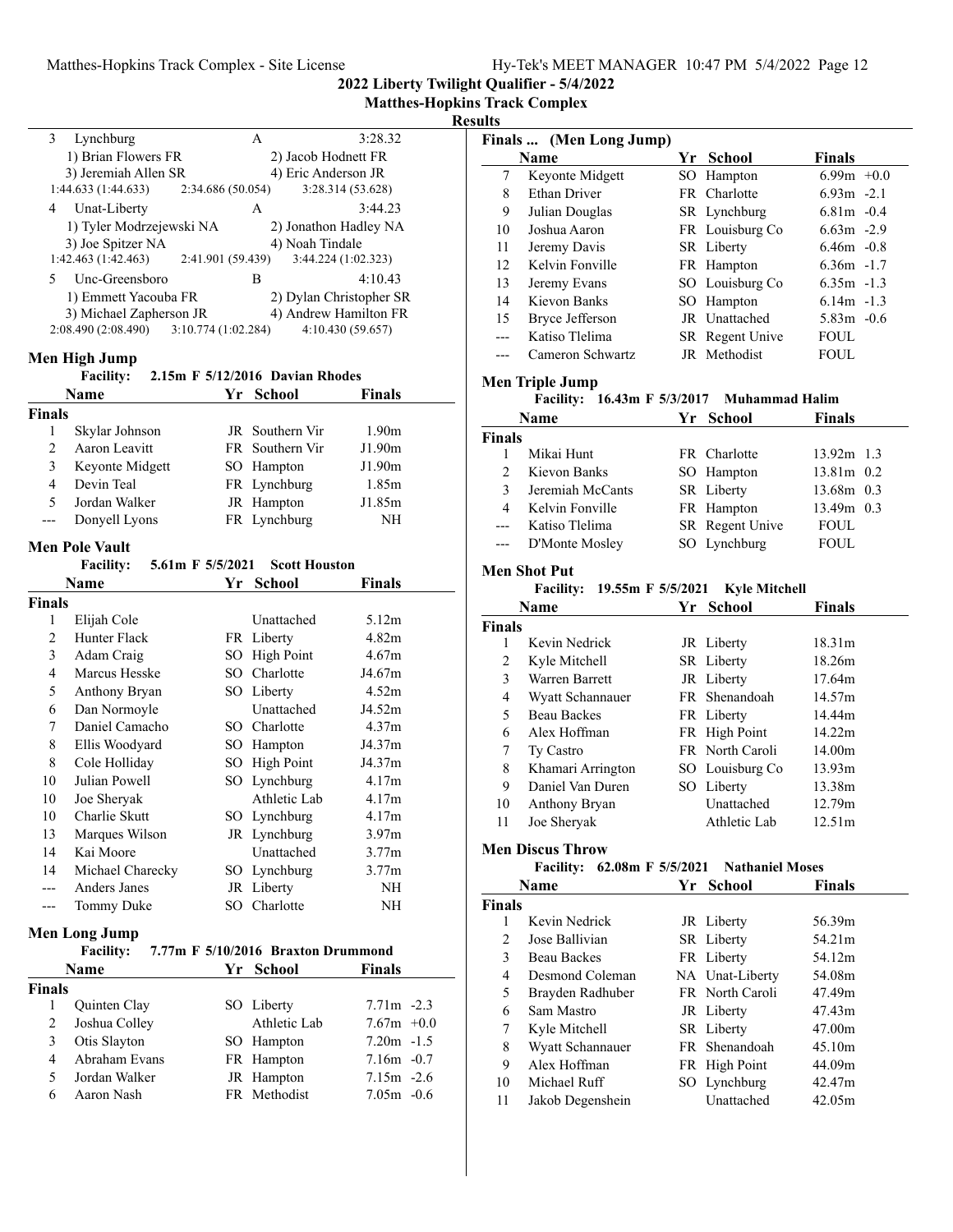## 2022 Liberty Twilight Qualifier - 5/4/2022

### Matthes-Hopkins Track Complex

### Results

| | | | |
|---|---|---|---|
| 3 | Lynchburg | A | 3:28.32 |
| | 1) Brian Flowers FR | 2) Jacob Hodnett FR | |
| | 3) Jeremiah Allen SR | 4) Eric Anderson JR | |
| | 1:44.633 (1:44.633) | 2:34.686 (50.054) | 3:28.314 (53.628) |
| 4 | Unat-Liberty | A | 3:44.23 |
| | 1) Tyler Modrzejewski NA | 2) Jonathon Hadley NA | |
| | 3) Joe Spitzer NA | 4) Noah Tindale | |
| | 1:42.463 (1:42.463) | 2:41.901 (59.439) | 3:44.224 (1:02.323) |
| 5 | Unc-Greensboro | B | 4:10.43 |
| | 1) Emmett Yacouba FR | 2) Dylan Christopher SR | |
| | 3) Michael Zapherson JR | 4) Andrew Hamilton FR | |
| | 2:08.490 (2:08.490) | 3:10.774 (1:02.284) | 4:10.430 (59.657) |

### Men High Jump

Facility: 2.15m F 5/12/2016 Davian Rhodes

| | Name | Yr | School | Finals |
|---|---|---|---|---|
| **Finals** | | | | |
| 1 | Skylar Johnson | JR | Southern Vir | 1.90m |
| 2 | Aaron Leavitt | FR | Southern Vir | J1.90m |
| 3 | Keyonte Midgett | SO | Hampton | J1.90m |
| 4 | Devin Teal | FR | Lynchburg | 1.85m |
| 5 | Jordan Walker | JR | Hampton | J1.85m |
| --- | Donyell Lyons | FR | Lynchburg | NH |

### Men Pole Vault

Facility: 5.61m F 5/5/2021 Scott Houston

| | Name | Yr | School | Finals |
|---|---|---|---|---|
| **Finals** | | | | |
| 1 | Elijah Cole | | Unattached | 5.12m |
| 2 | Hunter Flack | FR | Liberty | 4.82m |
| 3 | Adam Craig | SO | High Point | 4.67m |
| 4 | Marcus Hesske | SO | Charlotte | J4.67m |
| 5 | Anthony Bryan | SO | Liberty | 4.52m |
| 6 | Dan Normoyle | | Unattached | J4.52m |
| 7 | Daniel Camacho | SO | Charlotte | 4.37m |
| 8 | Ellis Woodyard | SO | Hampton | J4.37m |
| 8 | Cole Holliday | SO | High Point | J4.37m |
| 10 | Julian Powell | SO | Lynchburg | 4.17m |
| 10 | Joe Sheryak | | Athletic Lab | 4.17m |
| 10 | Charlie Skutt | SO | Lynchburg | 4.17m |
| 13 | Marques Wilson | JR | Lynchburg | 3.97m |
| 14 | Kai Moore | | Unattached | 3.77m |
| 14 | Michael Charecky | SO | Lynchburg | 3.77m |
| --- | Anders Janes | JR | Liberty | NH |
| --- | Tommy Duke | SO | Charlotte | NH |

### Men Long Jump

Facility: 7.77m F 5/10/2016 Braxton Drummond

| | Name | Yr | School | Finals | |
|---|---|---|---|---|---|
| **Finals** | | | | | |
| 1 | Quinten Clay | SO | Liberty | 7.71m | -2.3 |
| 2 | Joshua Colley | | Athletic Lab | 7.67m | +0.0 |
| 3 | Otis Slayton | SO | Hampton | 7.20m | -1.5 |
| 4 | Abraham Evans | FR | Hampton | 7.16m | -0.7 |
| 5 | Jordan Walker | JR | Hampton | 7.15m | -2.6 |
| 6 | Aaron Nash | FR | Methodist | 7.05m | -0.6 |
| 7 | Keyonte Midgett | SO | Hampton | 6.99m | +0.0 |
| 8 | Ethan Driver | FR | Charlotte | 6.93m | -2.1 |
| 9 | Julian Douglas | SR | Lynchburg | 6.81m | -0.4 |
| 10 | Joshua Aaron | FR | Louisburg Co | 6.63m | -2.9 |
| 11 | Jeremy Davis | SR | Liberty | 6.46m | -0.8 |
| 12 | Kelvin Fonville | FR | Hampton | 6.36m | -1.7 |
| 13 | Jeremy Evans | SO | Louisburg Co | 6.35m | -1.3 |
| 14 | Kievon Banks | SO | Hampton | 6.14m | -1.3 |
| 15 | Bryce Jefferson | JR | Unattached | 5.83m | -0.6 |
| --- | Katiso Tlelima | SR | Regent Unive | FOUL | |
| --- | Cameron Schwartz | JR | Methodist | FOUL | |

### Men Triple Jump

Facility: 16.43m F 5/3/2017 Muhammad Halim

| | Name | Yr | School | Finals | |
|---|---|---|---|---|---|
| **Finals** | | | | | |
| 1 | Mikai Hunt | FR | Charlotte | 13.92m | 1.3 |
| 2 | Kievon Banks | SO | Hampton | 13.81m | 0.2 |
| 3 | Jeremiah McCants | SR | Liberty | 13.68m | 0.3 |
| 4 | Kelvin Fonville | FR | Hampton | 13.49m | 0.3 |
| --- | Katiso Tlelima | SR | Regent Unive | FOUL | |
| --- | D'Monte Mosley | SO | Lynchburg | FOUL | |

### Men Shot Put

Facility: 19.55m F 5/5/2021 Kyle Mitchell

| | Name | Yr | School | Finals |
|---|---|---|---|---|
| **Finals** | | | | |
| 1 | Kevin Nedrick | JR | Liberty | 18.31m |
| 2 | Kyle Mitchell | SR | Liberty | 18.26m |
| 3 | Warren Barrett | JR | Liberty | 17.64m |
| 4 | Wyatt Schannauer | FR | Shenandoah | 14.57m |
| 5 | Beau Backes | FR | Liberty | 14.44m |
| 6 | Alex Hoffman | FR | High Point | 14.22m |
| 7 | Ty Castro | FR | North Caroli | 14.00m |
| 8 | Khamari Arrington | SO | Louisburg Co | 13.93m |
| 9 | Daniel Van Duren | SO | Liberty | 13.38m |
| 10 | Anthony Bryan | | Unattached | 12.79m |
| 11 | Joe Sheryak | | Athletic Lab | 12.51m |

### Men Discus Throw

Facility: 62.08m F 5/5/2021 Nathaniel Moses

| | Name | Yr | School | Finals |
|---|---|---|---|---|
| **Finals** | | | | |
| 1 | Kevin Nedrick | JR | Liberty | 56.39m |
| 2 | Jose Ballivian | SR | Liberty | 54.21m |
| 3 | Beau Backes | FR | Liberty | 54.12m |
| 4 | Desmond Coleman | NA | Unat-Liberty | 54.08m |
| 5 | Brayden Radhuber | FR | North Caroli | 47.49m |
| 6 | Sam Mastro | JR | Liberty | 47.43m |
| 7 | Kyle Mitchell | SR | Liberty | 47.00m |
| 8 | Wyatt Schannauer | FR | Shenandoah | 45.10m |
| 9 | Alex Hoffman | FR | High Point | 44.09m |
| 10 | Michael Ruff | SO | Lynchburg | 42.47m |
| 11 | Jakob Degenshein | | Unattached | 42.05m |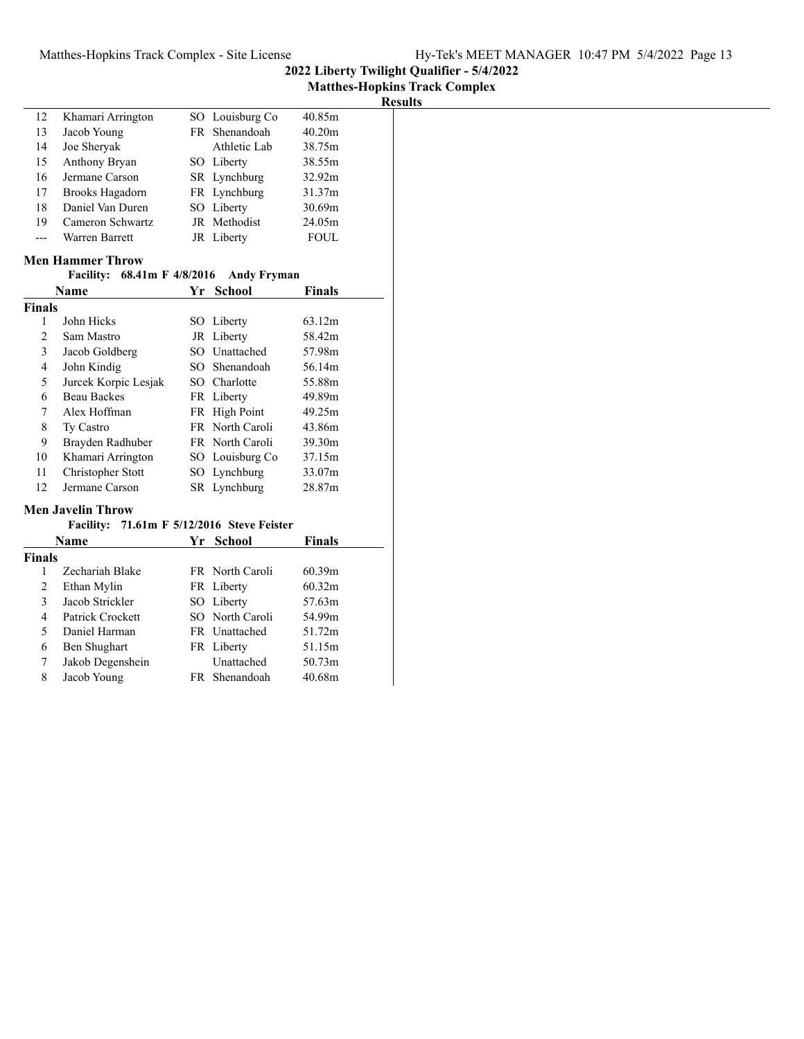| | | Yr | School | Finals |
|---|---|---|---|---|
| 12 | Khamari Arrington | SO | Louisburg Co | 40.85m |
| 13 | Jacob Young | FR | Shenandoah | 40.20m |
| 14 | Joe Sheryak | | Athletic Lab | 38.75m |
| 15 | Anthony Bryan | SO | Liberty | 38.55m |
| 16 | Jermane Carson | SR | Lynchburg | 32.92m |
| 17 | Brooks Hagadorn | FR | Lynchburg | 31.37m |
| 18 | Daniel Van Duren | SO | Liberty | 30.69m |
| 19 | Cameron Schwartz | JR | Methodist | 24.05m |
| --- | Warren Barrett | JR | Liberty | FOUL |

## Men Hammer Throw

**Facility: 68.41m F 4/8/2016 Andy Fryman**

| | Name | Yr | School | Finals |
|---|---|---|---|---|
| **Finals** | | | | |
| 1 | John Hicks | SO | Liberty | 63.12m |
| 2 | Sam Mastro | JR | Liberty | 58.42m |
| 3 | Jacob Goldberg | SO | Unattached | 57.98m |
| 4 | John Kindig | SO | Shenandoah | 56.14m |
| 5 | Jurcek Korpic Lesjak | SO | Charlotte | 55.88m |
| 6 | Beau Backes | FR | Liberty | 49.89m |
| 7 | Alex Hoffman | FR | High Point | 49.25m |
| 8 | Ty Castro | FR | North Caroli | 43.86m |
| 9 | Brayden Radhuber | FR | North Caroli | 39.30m |
| 10 | Khamari Arrington | SO | Louisburg Co | 37.15m |
| 11 | Christopher Stott | SO | Lynchburg | 33.07m |
| 12 | Jermane Carson | SR | Lynchburg | 28.87m |

## Men Javelin Throw

**Facility: 71.61m F 5/12/2016 Steve Feister**

| | Name | Yr | School | Finals |
|---|---|---|---|---|
| **Finals** | | | | |
| 1 | Zechariah Blake | FR | North Caroli | 60.39m |
| 2 | Ethan Mylin | FR | Liberty | 60.32m |
| 3 | Jacob Strickler | SO | Liberty | 57.63m |
| 4 | Patrick Crockett | SO | North Caroli | 54.99m |
| 5 | Daniel Harman | FR | Unattached | 51.72m |
| 6 | Ben Shughart | FR | Liberty | 51.15m |
| 7 | Jakob Degenshein | | Unattached | 50.73m |
| 8 | Jacob Young | FR | Shenandoah | 40.68m |